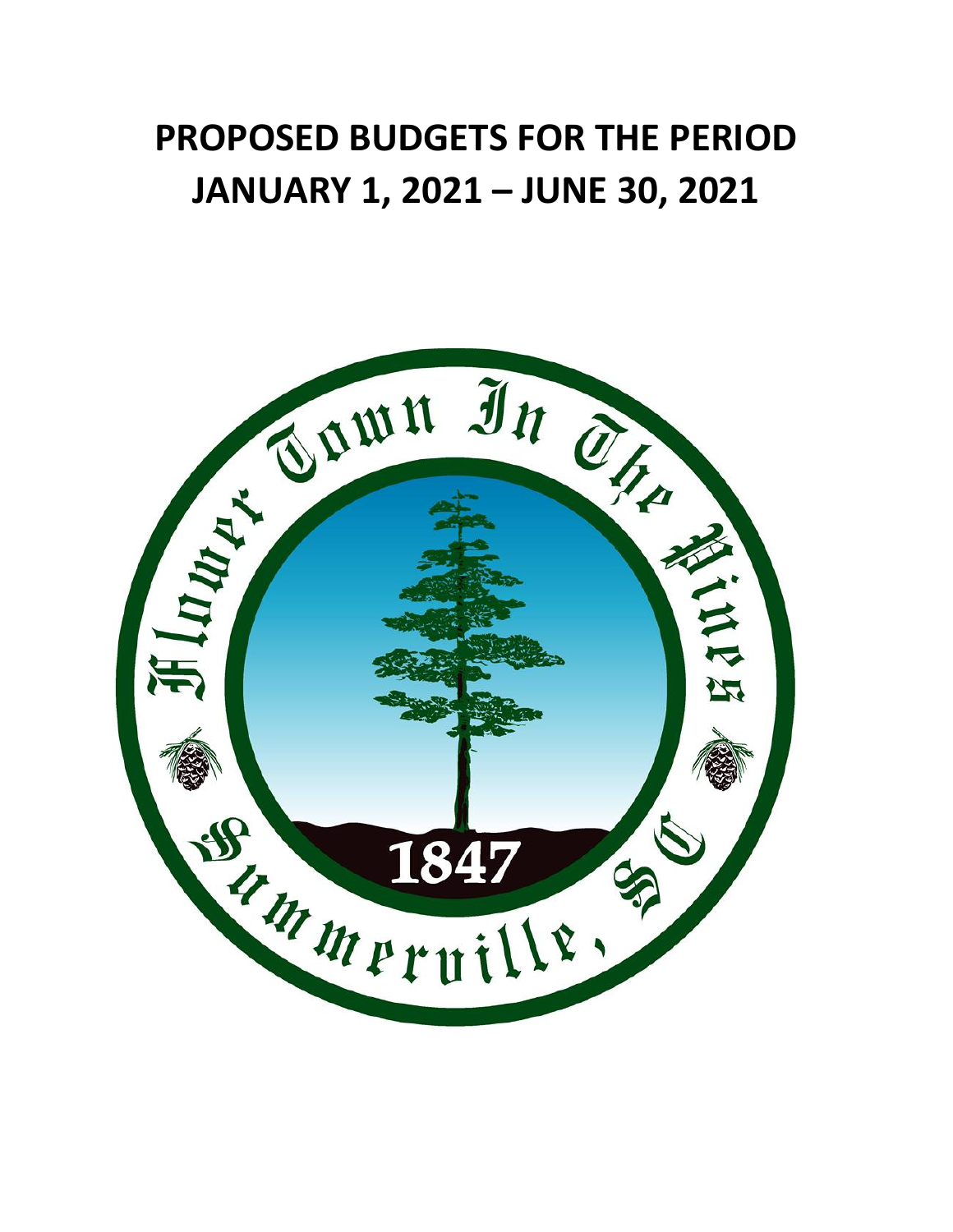# PROPOSED BUDGETS FOR THE PERIOD JANUARY 1, 2021 – JUNE 30, 2021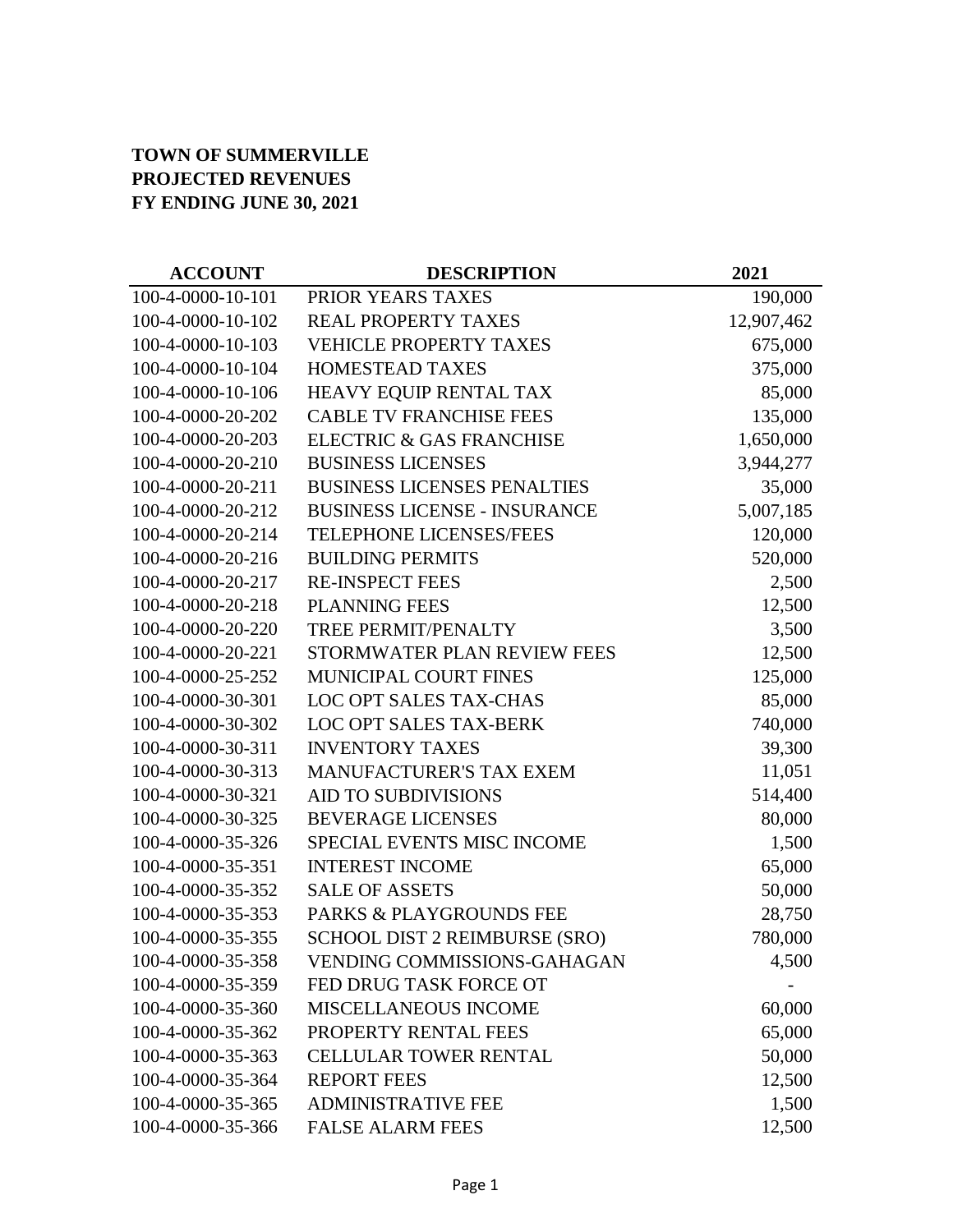**TOWN OF SUMMERVILLE**
**PROJECTED REVENUES**
**FY ENDING JUNE 30, 2021**

| ACCOUNT | DESCRIPTION | 2021 |
|---|---|---|
| 100-4-0000-10-101 | PRIOR YEARS TAXES | 190,000 |
| 100-4-0000-10-102 | REAL PROPERTY TAXES | 12,907,462 |
| 100-4-0000-10-103 | VEHICLE PROPERTY TAXES | 675,000 |
| 100-4-0000-10-104 | HOMESTEAD TAXES | 375,000 |
| 100-4-0000-10-106 | HEAVY EQUIP RENTAL TAX | 85,000 |
| 100-4-0000-20-202 | CABLE TV FRANCHISE FEES | 135,000 |
| 100-4-0000-20-203 | ELECTRIC & GAS FRANCHISE | 1,650,000 |
| 100-4-0000-20-210 | BUSINESS LICENSES | 3,944,277 |
| 100-4-0000-20-211 | BUSINESS LICENSES PENALTIES | 35,000 |
| 100-4-0000-20-212 | BUSINESS LICENSE - INSURANCE | 5,007,185 |
| 100-4-0000-20-214 | TELEPHONE LICENSES/FEES | 120,000 |
| 100-4-0000-20-216 | BUILDING PERMITS | 520,000 |
| 100-4-0000-20-217 | RE-INSPECT FEES | 2,500 |
| 100-4-0000-20-218 | PLANNING FEES | 12,500 |
| 100-4-0000-20-220 | TREE PERMIT/PENALTY | 3,500 |
| 100-4-0000-20-221 | STORMWATER PLAN REVIEW FEES | 12,500 |
| 100-4-0000-25-252 | MUNICIPAL COURT FINES | 125,000 |
| 100-4-0000-30-301 | LOC OPT SALES TAX-CHAS | 85,000 |
| 100-4-0000-30-302 | LOC OPT SALES TAX-BERK | 740,000 |
| 100-4-0000-30-311 | INVENTORY TAXES | 39,300 |
| 100-4-0000-30-313 | MANUFACTURER'S TAX EXEM | 11,051 |
| 100-4-0000-30-321 | AID TO SUBDIVISIONS | 514,400 |
| 100-4-0000-30-325 | BEVERAGE LICENSES | 80,000 |
| 100-4-0000-35-326 | SPECIAL EVENTS MISC INCOME | 1,500 |
| 100-4-0000-35-351 | INTEREST INCOME | 65,000 |
| 100-4-0000-35-352 | SALE OF ASSETS | 50,000 |
| 100-4-0000-35-353 | PARKS & PLAYGROUNDS FEE | 28,750 |
| 100-4-0000-35-355 | SCHOOL DIST 2 REIMBURSE (SRO) | 780,000 |
| 100-4-0000-35-358 | VENDING COMMISSIONS-GAHAGAN | 4,500 |
| 100-4-0000-35-359 | FED DRUG TASK FORCE OT | - |
| 100-4-0000-35-360 | MISCELLANEOUS INCOME | 60,000 |
| 100-4-0000-35-362 | PROPERTY RENTAL FEES | 65,000 |
| 100-4-0000-35-363 | CELLULAR TOWER RENTAL | 50,000 |
| 100-4-0000-35-364 | REPORT FEES | 12,500 |
| 100-4-0000-35-365 | ADMINISTRATIVE FEE | 1,500 |
| 100-4-0000-35-366 | FALSE ALARM FEES | 12,500 |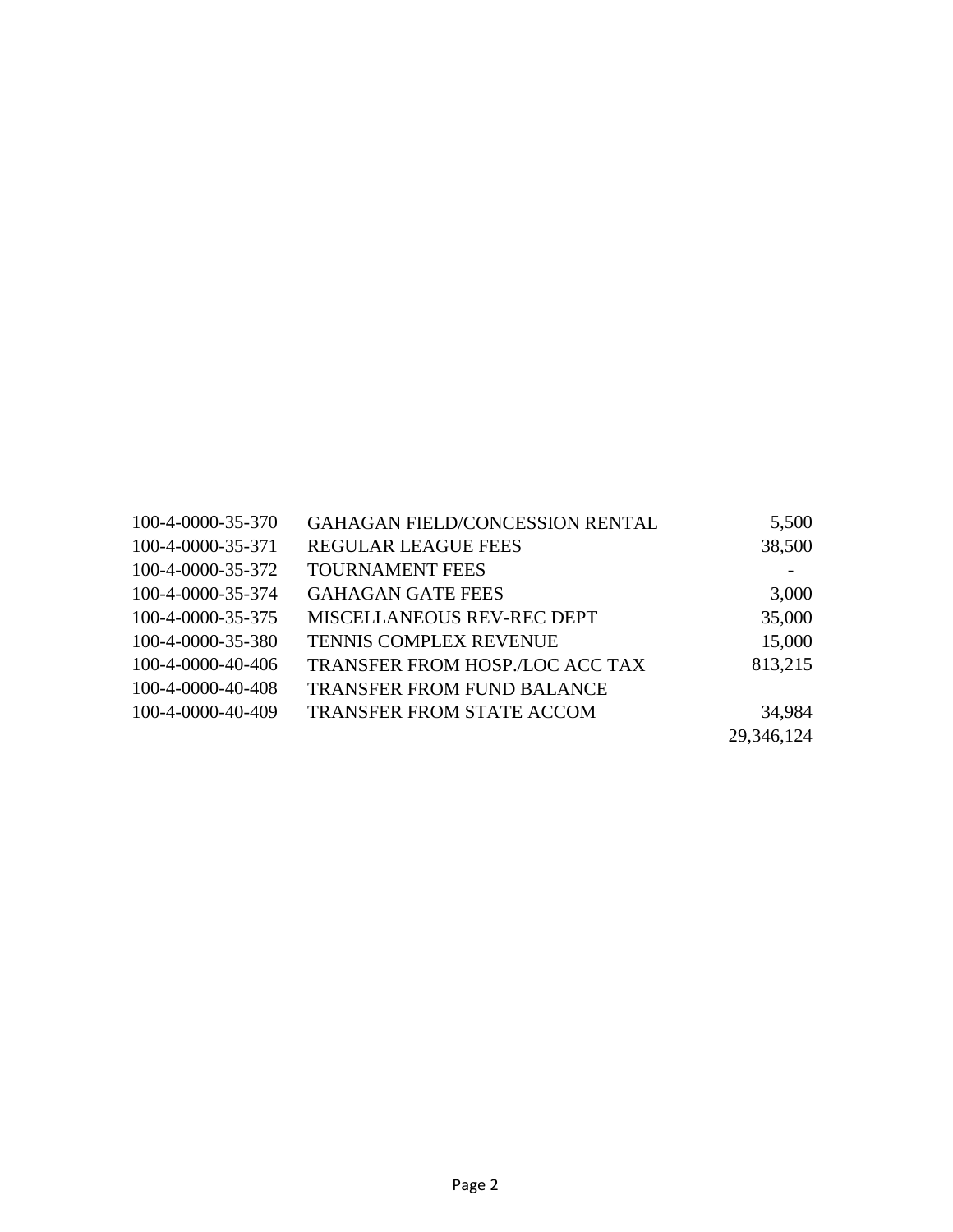| Account | Description | Amount |
|---|---|---|
| 100-4-0000-35-370 | GAHAGAN FIELD/CONCESSION RENTAL | 5,500 |
| 100-4-0000-35-371 | REGULAR LEAGUE FEES | 38,500 |
| 100-4-0000-35-372 | TOURNAMENT FEES | - |
| 100-4-0000-35-374 | GAHAGAN GATE FEES | 3,000 |
| 100-4-0000-35-375 | MISCELLANEOUS REV-REC DEPT | 35,000 |
| 100-4-0000-35-380 | TENNIS COMPLEX REVENUE | 15,000 |
| 100-4-0000-40-406 | TRANSFER FROM HOSP./LOC ACC TAX | 813,215 |
| 100-4-0000-40-408 | TRANSFER FROM FUND BALANCE | |
| 100-4-0000-40-409 | TRANSFER FROM STATE ACCOM | 34,984 |
| | | 29,346,124 |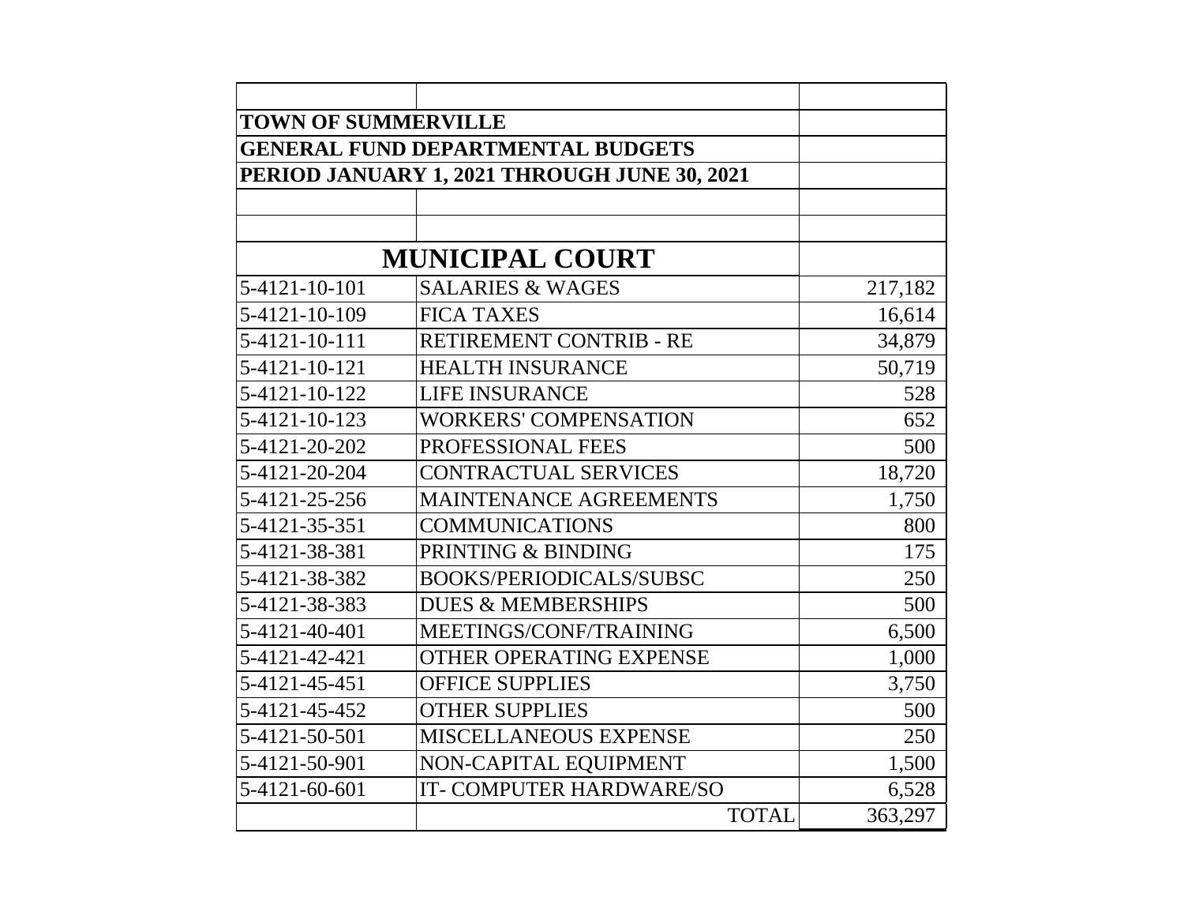**TOWN OF SUMMERVILLE**

**GENERAL FUND DEPARTMENTAL BUDGETS**

**PERIOD JANUARY 1, 2021 THROUGH JUNE 30, 2021**

## MUNICIPAL COURT

| Account | Description | Amount |
|---|---|---|
| 5-4121-10-101 | SALARIES & WAGES | 217,182 |
| 5-4121-10-109 | FICA TAXES | 16,614 |
| 5-4121-10-111 | RETIREMENT CONTRIB - RE | 34,879 |
| 5-4121-10-121 | HEALTH INSURANCE | 50,719 |
| 5-4121-10-122 | LIFE INSURANCE | 528 |
| 5-4121-10-123 | WORKERS' COMPENSATION | 652 |
| 5-4121-20-202 | PROFESSIONAL FEES | 500 |
| 5-4121-20-204 | CONTRACTUAL SERVICES | 18,720 |
| 5-4121-25-256 | MAINTENANCE AGREEMENTS | 1,750 |
| 5-4121-35-351 | COMMUNICATIONS | 800 |
| 5-4121-38-381 | PRINTING & BINDING | 175 |
| 5-4121-38-382 | BOOKS/PERIODICALS/SUBSC | 250 |
| 5-4121-38-383 | DUES & MEMBERSHIPS | 500 |
| 5-4121-40-401 | MEETINGS/CONF/TRAINING | 6,500 |
| 5-4121-42-421 | OTHER OPERATING EXPENSE | 1,000 |
| 5-4121-45-451 | OFFICE SUPPLIES | 3,750 |
| 5-4121-45-452 | OTHER SUPPLIES | 500 |
| 5-4121-50-501 | MISCELLANEOUS EXPENSE | 250 |
| 5-4121-50-901 | NON-CAPITAL EQUIPMENT | 1,500 |
| 5-4121-60-601 | IT- COMPUTER HARDWARE/SO | 6,528 |
| | TOTAL | 363,297 |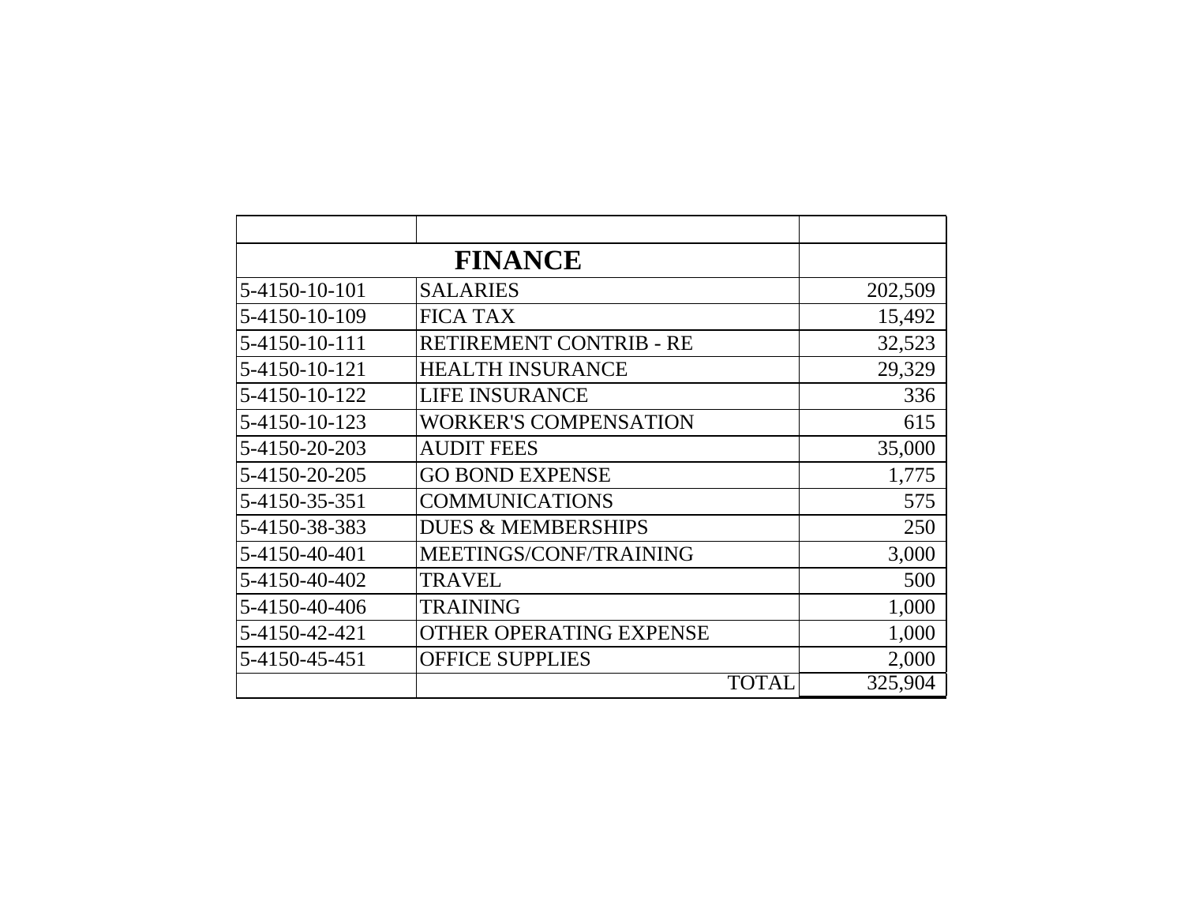| | | |
|---|---|---|
| **FINANCE** | | |
| 5-4150-10-101 | SALARIES | 202,509 |
| 5-4150-10-109 | FICA TAX | 15,492 |
| 5-4150-10-111 | RETIREMENT CONTRIB - RE | 32,523 |
| 5-4150-10-121 | HEALTH INSURANCE | 29,329 |
| 5-4150-10-122 | LIFE INSURANCE | 336 |
| 5-4150-10-123 | WORKER'S COMPENSATION | 615 |
| 5-4150-20-203 | AUDIT FEES | 35,000 |
| 5-4150-20-205 | GO BOND EXPENSE | 1,775 |
| 5-4150-35-351 | COMMUNICATIONS | 575 |
| 5-4150-38-383 | DUES & MEMBERSHIPS | 250 |
| 5-4150-40-401 | MEETINGS/CONF/TRAINING | 3,000 |
| 5-4150-40-402 | TRAVEL | 500 |
| 5-4150-40-406 | TRAINING | 1,000 |
| 5-4150-42-421 | OTHER OPERATING EXPENSE | 1,000 |
| 5-4150-45-451 | OFFICE SUPPLIES | 2,000 |
| | TOTAL | 325,904 |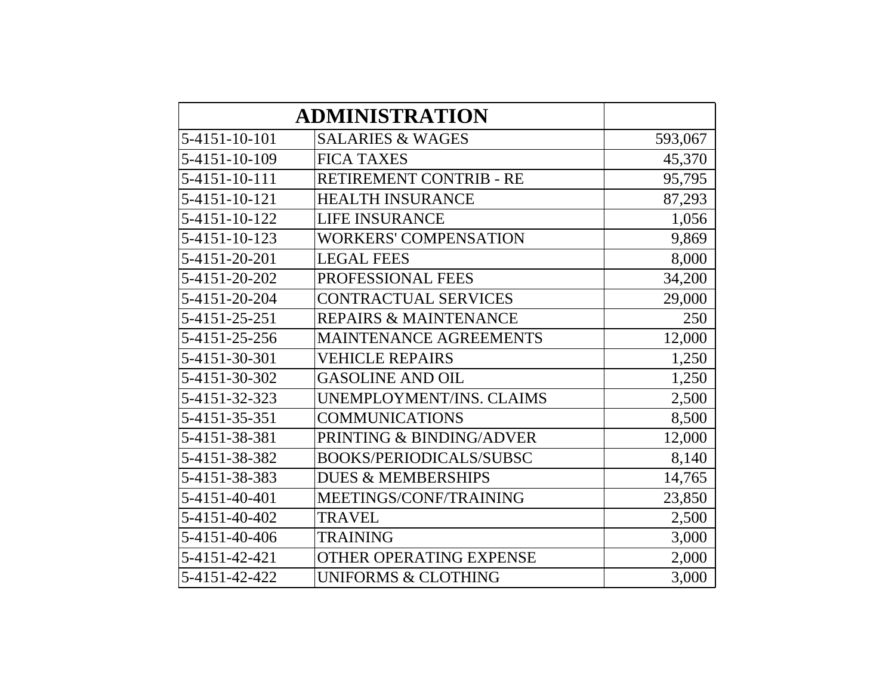| ADMINISTRATION | | |
|---|---|---|
| 5-4151-10-101 | SALARIES & WAGES | 593,067 |
| 5-4151-10-109 | FICA TAXES | 45,370 |
| 5-4151-10-111 | RETIREMENT CONTRIB - RE | 95,795 |
| 5-4151-10-121 | HEALTH INSURANCE | 87,293 |
| 5-4151-10-122 | LIFE INSURANCE | 1,056 |
| 5-4151-10-123 | WORKERS' COMPENSATION | 9,869 |
| 5-4151-20-201 | LEGAL FEES | 8,000 |
| 5-4151-20-202 | PROFESSIONAL FEES | 34,200 |
| 5-4151-20-204 | CONTRACTUAL SERVICES | 29,000 |
| 5-4151-25-251 | REPAIRS & MAINTENANCE | 250 |
| 5-4151-25-256 | MAINTENANCE AGREEMENTS | 12,000 |
| 5-4151-30-301 | VEHICLE REPAIRS | 1,250 |
| 5-4151-30-302 | GASOLINE AND OIL | 1,250 |
| 5-4151-32-323 | UNEMPLOYMENT/INS. CLAIMS | 2,500 |
| 5-4151-35-351 | COMMUNICATIONS | 8,500 |
| 5-4151-38-381 | PRINTING & BINDING/ADVER | 12,000 |
| 5-4151-38-382 | BOOKS/PERIODICALS/SUBSC | 8,140 |
| 5-4151-38-383 | DUES & MEMBERSHIPS | 14,765 |
| 5-4151-40-401 | MEETINGS/CONF/TRAINING | 23,850 |
| 5-4151-40-402 | TRAVEL | 2,500 |
| 5-4151-40-406 | TRAINING | 3,000 |
| 5-4151-42-421 | OTHER OPERATING EXPENSE | 2,000 |
| 5-4151-42-422 | UNIFORMS & CLOTHING | 3,000 |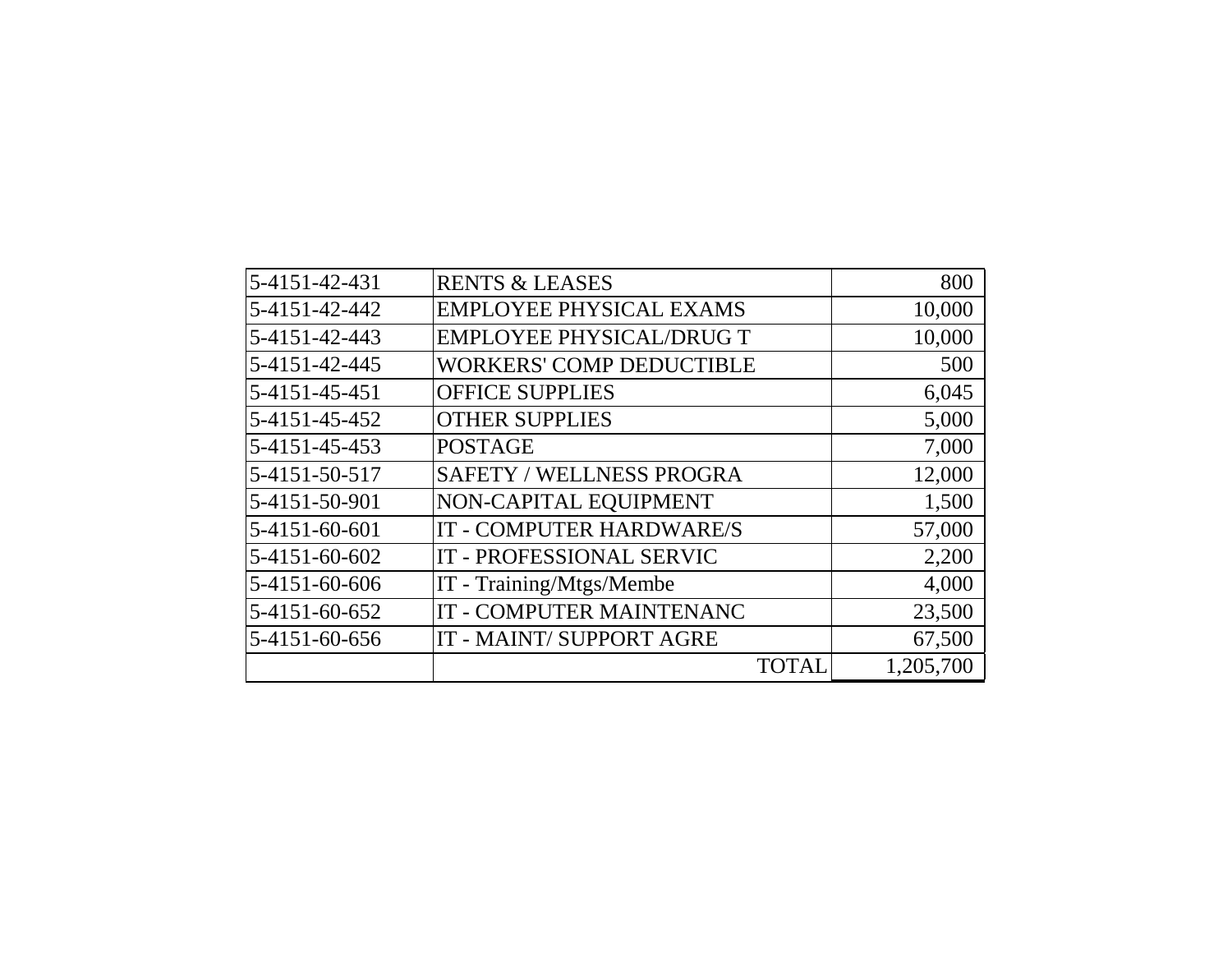| | | |
|---|---|---|
| 5-4151-42-431 | RENTS & LEASES | 800 |
| 5-4151-42-442 | EMPLOYEE PHYSICAL EXAMS | 10,000 |
| 5-4151-42-443 | EMPLOYEE PHYSICAL/DRUG T | 10,000 |
| 5-4151-42-445 | WORKERS' COMP DEDUCTIBLE | 500 |
| 5-4151-45-451 | OFFICE SUPPLIES | 6,045 |
| 5-4151-45-452 | OTHER SUPPLIES | 5,000 |
| 5-4151-45-453 | POSTAGE | 7,000 |
| 5-4151-50-517 | SAFETY / WELLNESS PROGRA | 12,000 |
| 5-4151-50-901 | NON-CAPITAL EQUIPMENT | 1,500 |
| 5-4151-60-601 | IT - COMPUTER HARDWARE/S | 57,000 |
| 5-4151-60-602 | IT - PROFESSIONAL SERVIC | 2,200 |
| 5-4151-60-606 | IT - Training/Mtgs/Membe | 4,000 |
| 5-4151-60-652 | IT - COMPUTER MAINTENANC | 23,500 |
| 5-4151-60-656 | IT - MAINT/ SUPPORT AGRE | 67,500 |
| | TOTAL | 1,205,700 |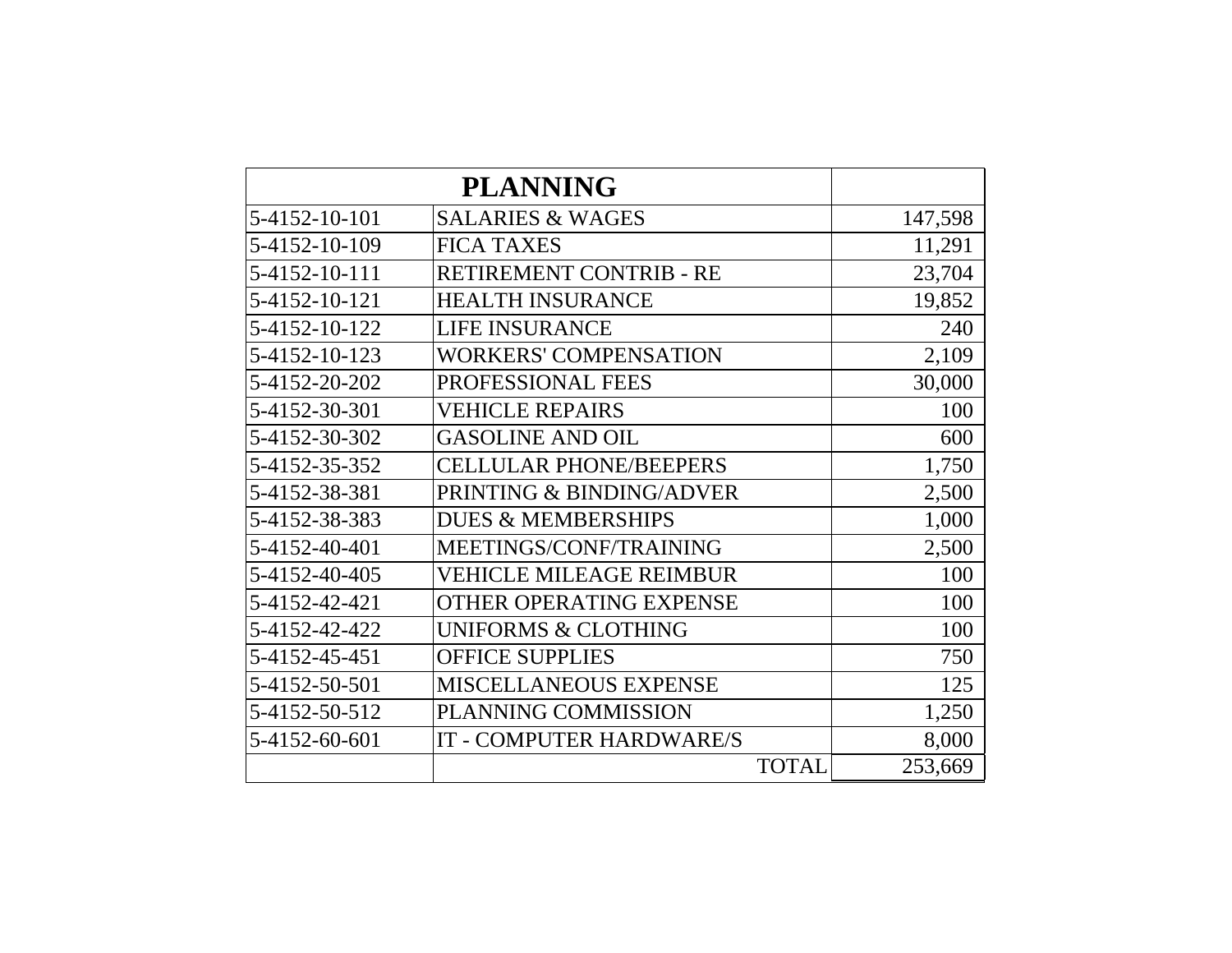| PLANNING | | |
|---|---|---|
| 5-4152-10-101 | SALARIES & WAGES | 147,598 |
| 5-4152-10-109 | FICA TAXES | 11,291 |
| 5-4152-10-111 | RETIREMENT CONTRIB - RE | 23,704 |
| 5-4152-10-121 | HEALTH INSURANCE | 19,852 |
| 5-4152-10-122 | LIFE INSURANCE | 240 |
| 5-4152-10-123 | WORKERS' COMPENSATION | 2,109 |
| 5-4152-20-202 | PROFESSIONAL FEES | 30,000 |
| 5-4152-30-301 | VEHICLE REPAIRS | 100 |
| 5-4152-30-302 | GASOLINE AND OIL | 600 |
| 5-4152-35-352 | CELLULAR PHONE/BEEPERS | 1,750 |
| 5-4152-38-381 | PRINTING & BINDING/ADVER | 2,500 |
| 5-4152-38-383 | DUES & MEMBERSHIPS | 1,000 |
| 5-4152-40-401 | MEETINGS/CONF/TRAINING | 2,500 |
| 5-4152-40-405 | VEHICLE MILEAGE REIMBUR | 100 |
| 5-4152-42-421 | OTHER OPERATING EXPENSE | 100 |
| 5-4152-42-422 | UNIFORMS & CLOTHING | 100 |
| 5-4152-45-451 | OFFICE SUPPLIES | 750 |
| 5-4152-50-501 | MISCELLANEOUS EXPENSE | 125 |
| 5-4152-50-512 | PLANNING COMMISSION | 1,250 |
| 5-4152-60-601 | IT - COMPUTER HARDWARE/S | 8,000 |
| | TOTAL | 253,669 |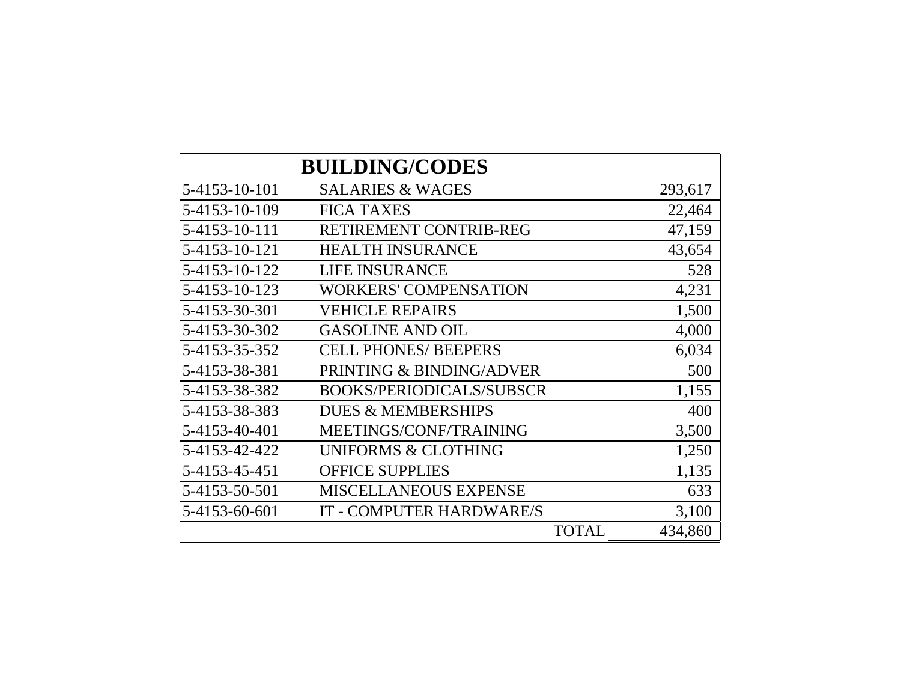| BUILDING/CODES | | |
|---|---|---|
| 5-4153-10-101 | SALARIES & WAGES | 293,617 |
| 5-4153-10-109 | FICA TAXES | 22,464 |
| 5-4153-10-111 | RETIREMENT CONTRIB-REG | 47,159 |
| 5-4153-10-121 | HEALTH INSURANCE | 43,654 |
| 5-4153-10-122 | LIFE INSURANCE | 528 |
| 5-4153-10-123 | WORKERS' COMPENSATION | 4,231 |
| 5-4153-30-301 | VEHICLE REPAIRS | 1,500 |
| 5-4153-30-302 | GASOLINE AND OIL | 4,000 |
| 5-4153-35-352 | CELL PHONES/ BEEPERS | 6,034 |
| 5-4153-38-381 | PRINTING & BINDING/ADVER | 500 |
| 5-4153-38-382 | BOOKS/PERIODICALS/SUBSCR | 1,155 |
| 5-4153-38-383 | DUES & MEMBERSHIPS | 400 |
| 5-4153-40-401 | MEETINGS/CONF/TRAINING | 3,500 |
| 5-4153-42-422 | UNIFORMS & CLOTHING | 1,250 |
| 5-4153-45-451 | OFFICE SUPPLIES | 1,135 |
| 5-4153-50-501 | MISCELLANEOUS EXPENSE | 633 |
| 5-4153-60-601 | IT - COMPUTER HARDWARE/S | 3,100 |
| | TOTAL | 434,860 |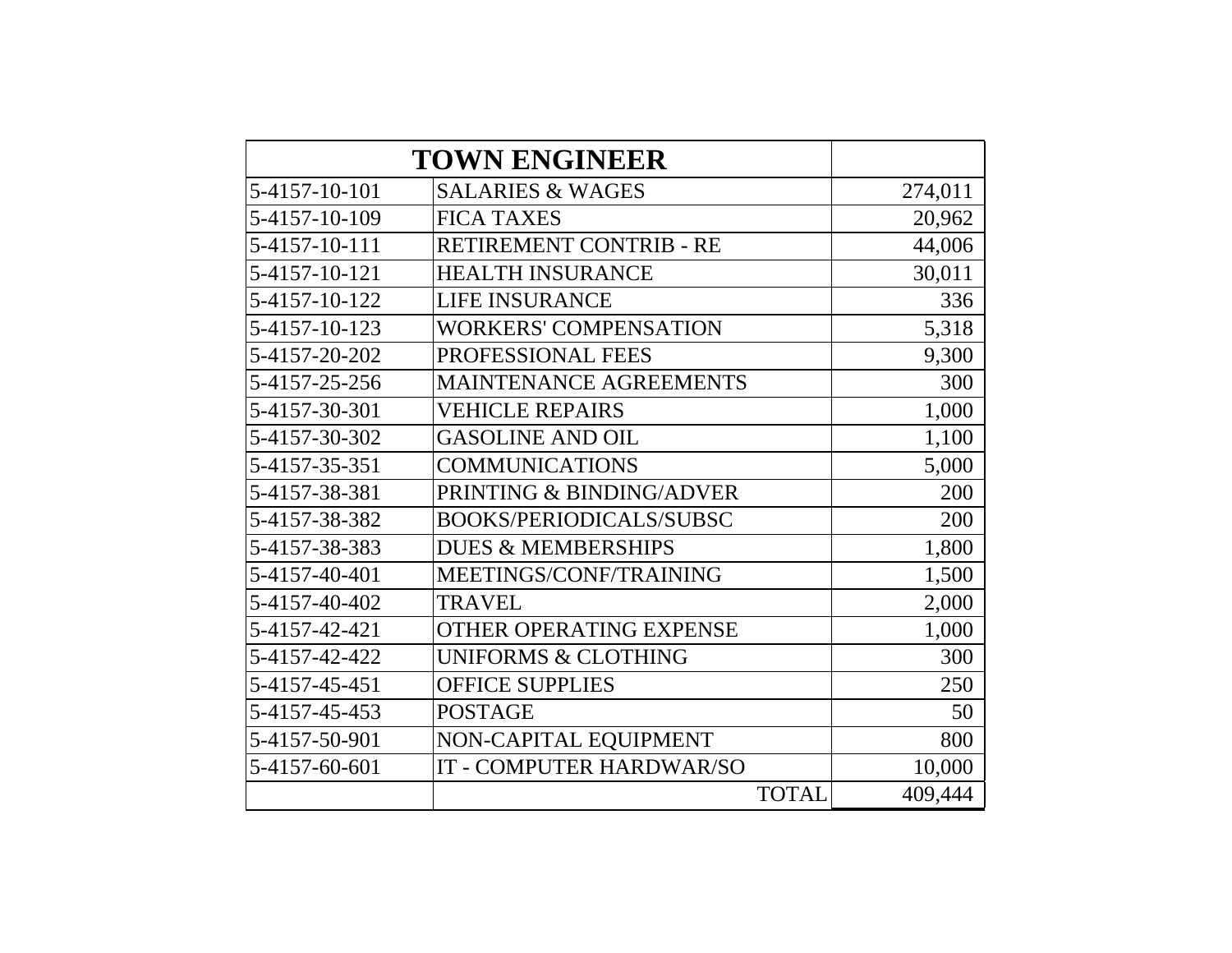| TOWN ENGINEER | | |
|---|---|---|
| 5-4157-10-101 | SALARIES & WAGES | 274,011 |
| 5-4157-10-109 | FICA TAXES | 20,962 |
| 5-4157-10-111 | RETIREMENT CONTRIB - RE | 44,006 |
| 5-4157-10-121 | HEALTH INSURANCE | 30,011 |
| 5-4157-10-122 | LIFE INSURANCE | 336 |
| 5-4157-10-123 | WORKERS' COMPENSATION | 5,318 |
| 5-4157-20-202 | PROFESSIONAL FEES | 9,300 |
| 5-4157-25-256 | MAINTENANCE AGREEMENTS | 300 |
| 5-4157-30-301 | VEHICLE REPAIRS | 1,000 |
| 5-4157-30-302 | GASOLINE AND OIL | 1,100 |
| 5-4157-35-351 | COMMUNICATIONS | 5,000 |
| 5-4157-38-381 | PRINTING & BINDING/ADVER | 200 |
| 5-4157-38-382 | BOOKS/PERIODICALS/SUBSC | 200 |
| 5-4157-38-383 | DUES & MEMBERSHIPS | 1,800 |
| 5-4157-40-401 | MEETINGS/CONF/TRAINING | 1,500 |
| 5-4157-40-402 | TRAVEL | 2,000 |
| 5-4157-42-421 | OTHER OPERATING EXPENSE | 1,000 |
| 5-4157-42-422 | UNIFORMS & CLOTHING | 300 |
| 5-4157-45-451 | OFFICE SUPPLIES | 250 |
| 5-4157-45-453 | POSTAGE | 50 |
| 5-4157-50-901 | NON-CAPITAL EQUIPMENT | 800 |
| 5-4157-60-601 | IT - COMPUTER HARDWAR/SO | 10,000 |
| | TOTAL | 409,444 |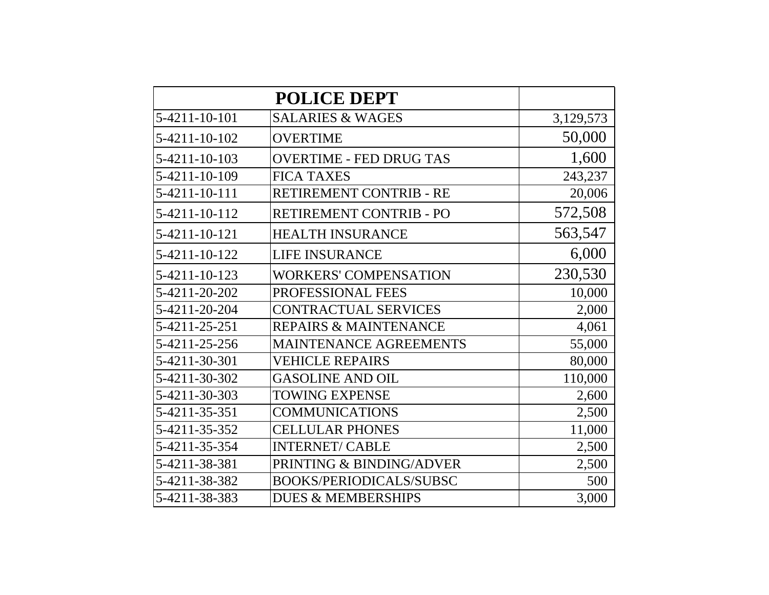| POLICE DEPT | | |
|---|---|---|
| 5-4211-10-101 | SALARIES & WAGES | 3,129,573 |
| 5-4211-10-102 | OVERTIME | 50,000 |
| 5-4211-10-103 | OVERTIME - FED DRUG TAS | 1,600 |
| 5-4211-10-109 | FICA TAXES | 243,237 |
| 5-4211-10-111 | RETIREMENT CONTRIB - RE | 20,006 |
| 5-4211-10-112 | RETIREMENT CONTRIB - PO | 572,508 |
| 5-4211-10-121 | HEALTH INSURANCE | 563,547 |
| 5-4211-10-122 | LIFE INSURANCE | 6,000 |
| 5-4211-10-123 | WORKERS' COMPENSATION | 230,530 |
| 5-4211-20-202 | PROFESSIONAL FEES | 10,000 |
| 5-4211-20-204 | CONTRACTUAL SERVICES | 2,000 |
| 5-4211-25-251 | REPAIRS & MAINTENANCE | 4,061 |
| 5-4211-25-256 | MAINTENANCE AGREEMENTS | 55,000 |
| 5-4211-30-301 | VEHICLE REPAIRS | 80,000 |
| 5-4211-30-302 | GASOLINE AND OIL | 110,000 |
| 5-4211-30-303 | TOWING EXPENSE | 2,600 |
| 5-4211-35-351 | COMMUNICATIONS | 2,500 |
| 5-4211-35-352 | CELLULAR PHONES | 11,000 |
| 5-4211-35-354 | INTERNET/ CABLE | 2,500 |
| 5-4211-38-381 | PRINTING & BINDING/ADVER | 2,500 |
| 5-4211-38-382 | BOOKS/PERIODICALS/SUBSC | 500 |
| 5-4211-38-383 | DUES & MEMBERSHIPS | 3,000 |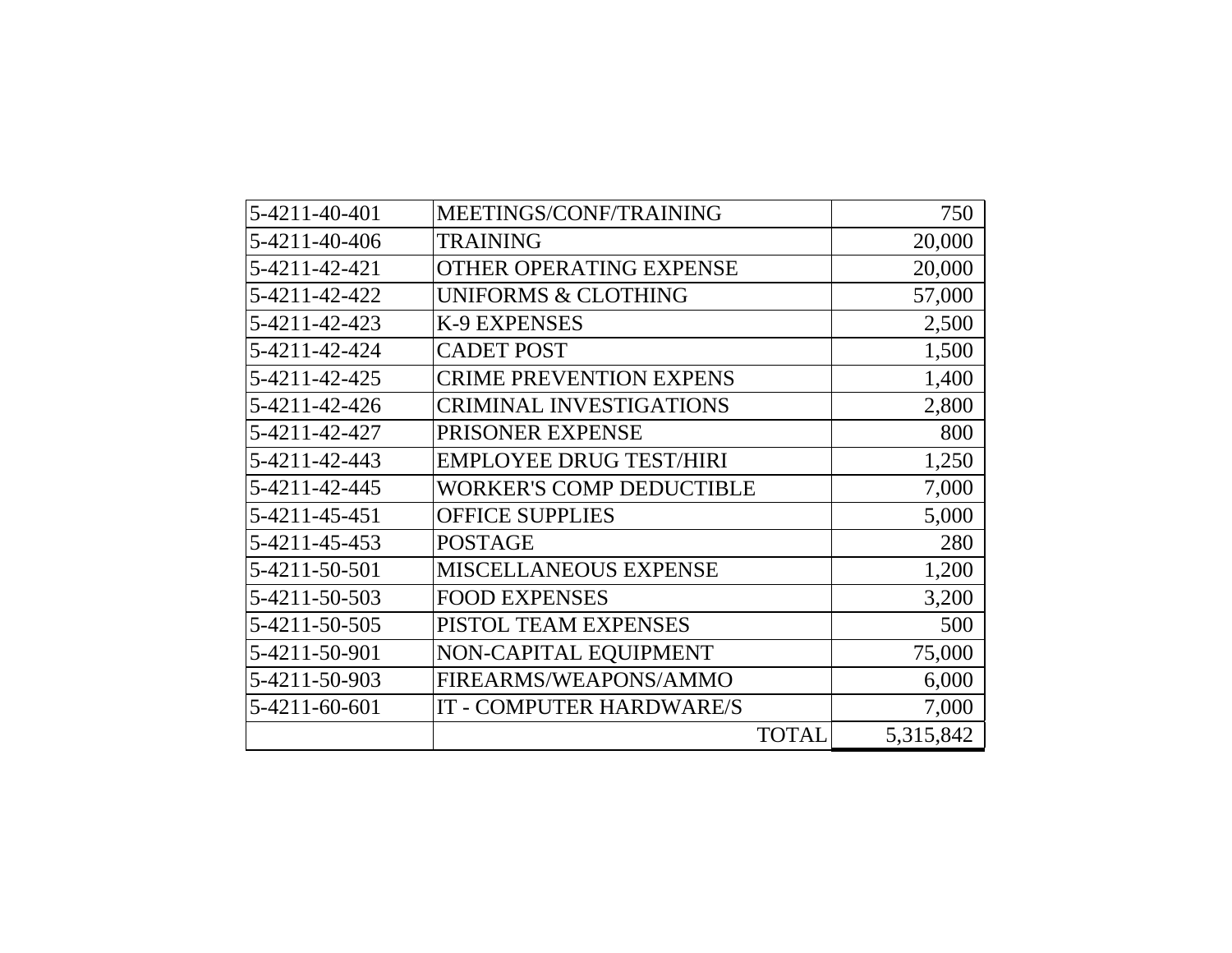| | | |
|---|---|---|
| 5-4211-40-401 | MEETINGS/CONF/TRAINING | 750 |
| 5-4211-40-406 | TRAINING | 20,000 |
| 5-4211-42-421 | OTHER OPERATING EXPENSE | 20,000 |
| 5-4211-42-422 | UNIFORMS & CLOTHING | 57,000 |
| 5-4211-42-423 | K-9 EXPENSES | 2,500 |
| 5-4211-42-424 | CADET POST | 1,500 |
| 5-4211-42-425 | CRIME PREVENTION EXPENS | 1,400 |
| 5-4211-42-426 | CRIMINAL INVESTIGATIONS | 2,800 |
| 5-4211-42-427 | PRISONER EXPENSE | 800 |
| 5-4211-42-443 | EMPLOYEE DRUG TEST/HIRI | 1,250 |
| 5-4211-42-445 | WORKER'S COMP DEDUCTIBLE | 7,000 |
| 5-4211-45-451 | OFFICE SUPPLIES | 5,000 |
| 5-4211-45-453 | POSTAGE | 280 |
| 5-4211-50-501 | MISCELLANEOUS EXPENSE | 1,200 |
| 5-4211-50-503 | FOOD EXPENSES | 3,200 |
| 5-4211-50-505 | PISTOL TEAM EXPENSES | 500 |
| 5-4211-50-901 | NON-CAPITAL EQUIPMENT | 75,000 |
| 5-4211-50-903 | FIREARMS/WEAPONS/AMMO | 6,000 |
| 5-4211-60-601 | IT - COMPUTER HARDWARE/S | 7,000 |
| | TOTAL | 5,315,842 |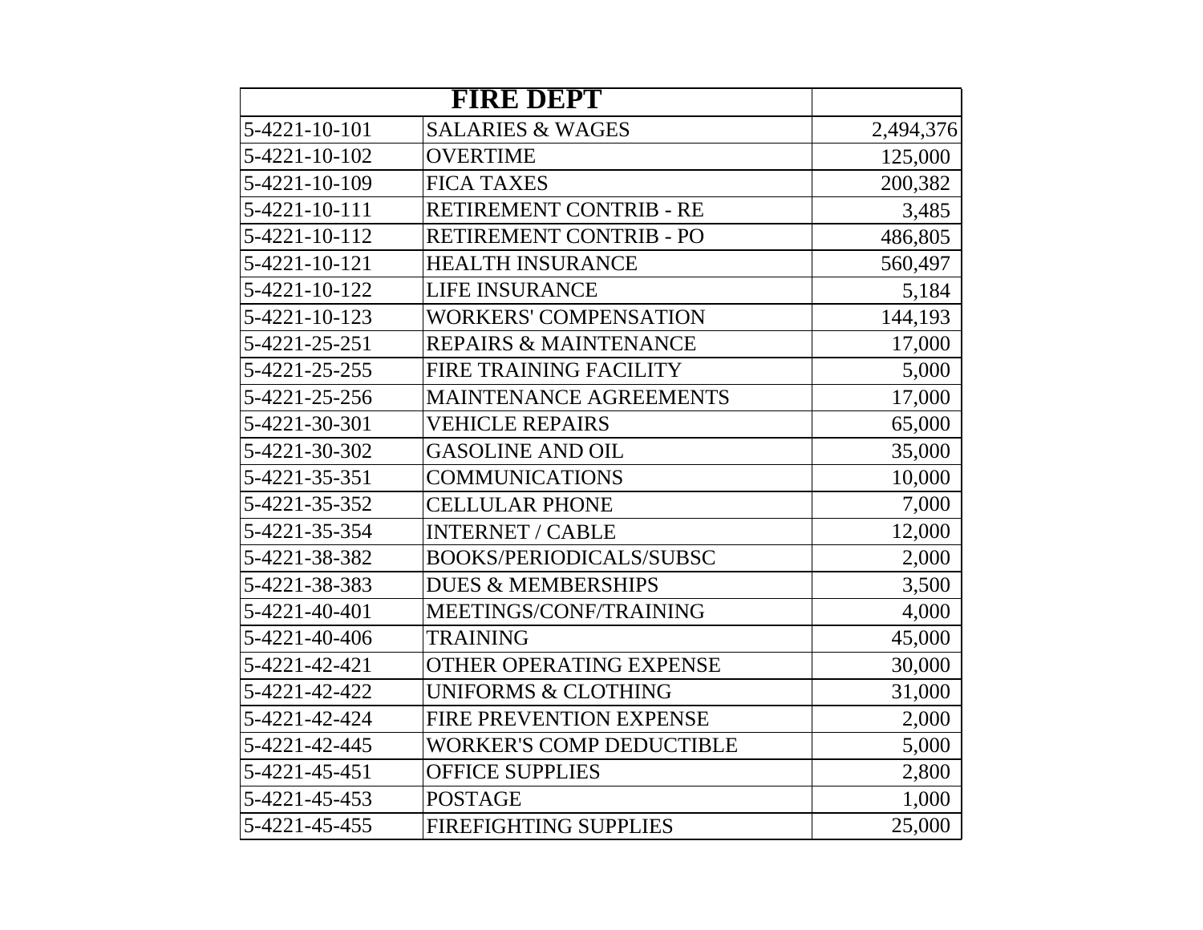| FIRE DEPT | | |
|---|---|---|
| 5-4221-10-101 | SALARIES & WAGES | 2,494,376 |
| 5-4221-10-102 | OVERTIME | 125,000 |
| 5-4221-10-109 | FICA TAXES | 200,382 |
| 5-4221-10-111 | RETIREMENT CONTRIB - RE | 3,485 |
| 5-4221-10-112 | RETIREMENT CONTRIB - PO | 486,805 |
| 5-4221-10-121 | HEALTH INSURANCE | 560,497 |
| 5-4221-10-122 | LIFE INSURANCE | 5,184 |
| 5-4221-10-123 | WORKERS' COMPENSATION | 144,193 |
| 5-4221-25-251 | REPAIRS & MAINTENANCE | 17,000 |
| 5-4221-25-255 | FIRE TRAINING FACILITY | 5,000 |
| 5-4221-25-256 | MAINTENANCE AGREEMENTS | 17,000 |
| 5-4221-30-301 | VEHICLE REPAIRS | 65,000 |
| 5-4221-30-302 | GASOLINE AND OIL | 35,000 |
| 5-4221-35-351 | COMMUNICATIONS | 10,000 |
| 5-4221-35-352 | CELLULAR PHONE | 7,000 |
| 5-4221-35-354 | INTERNET / CABLE | 12,000 |
| 5-4221-38-382 | BOOKS/PERIODICALS/SUBSC | 2,000 |
| 5-4221-38-383 | DUES & MEMBERSHIPS | 3,500 |
| 5-4221-40-401 | MEETINGS/CONF/TRAINING | 4,000 |
| 5-4221-40-406 | TRAINING | 45,000 |
| 5-4221-42-421 | OTHER OPERATING EXPENSE | 30,000 |
| 5-4221-42-422 | UNIFORMS & CLOTHING | 31,000 |
| 5-4221-42-424 | FIRE PREVENTION EXPENSE | 2,000 |
| 5-4221-42-445 | WORKER'S COMP DEDUCTIBLE | 5,000 |
| 5-4221-45-451 | OFFICE SUPPLIES | 2,800 |
| 5-4221-45-453 | POSTAGE | 1,000 |
| 5-4221-45-455 | FIREFIGHTING SUPPLIES | 25,000 |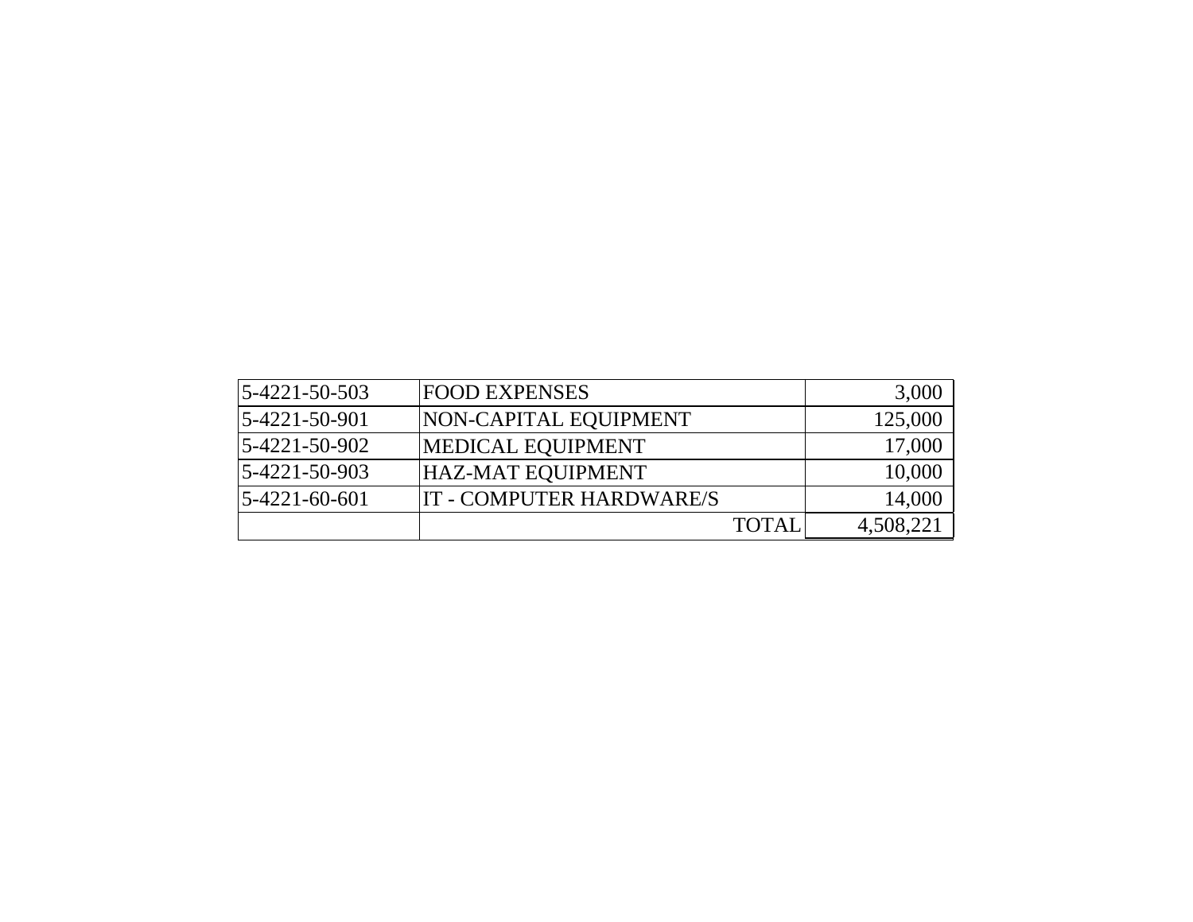| | | |
|---|---|---|
| 5-4221-50-503 | FOOD EXPENSES | 3,000 |
| 5-4221-50-901 | NON-CAPITAL EQUIPMENT | 125,000 |
| 5-4221-50-902 | MEDICAL EQUIPMENT | 17,000 |
| 5-4221-50-903 | HAZ-MAT EQUIPMENT | 10,000 |
| 5-4221-60-601 | IT - COMPUTER HARDWARE/S | 14,000 |
| | TOTAL | 4,508,221 |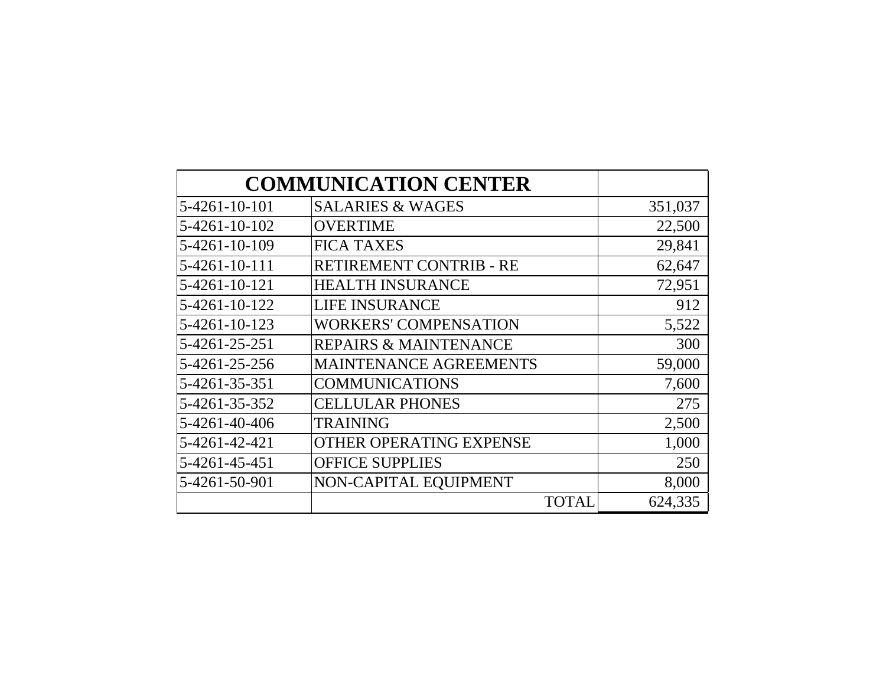| COMMUNICATION CENTER | | |
|---|---|---|
| 5-4261-10-101 | SALARIES & WAGES | 351,037 |
| 5-4261-10-102 | OVERTIME | 22,500 |
| 5-4261-10-109 | FICA TAXES | 29,841 |
| 5-4261-10-111 | RETIREMENT CONTRIB - RE | 62,647 |
| 5-4261-10-121 | HEALTH INSURANCE | 72,951 |
| 5-4261-10-122 | LIFE INSURANCE | 912 |
| 5-4261-10-123 | WORKERS' COMPENSATION | 5,522 |
| 5-4261-25-251 | REPAIRS & MAINTENANCE | 300 |
| 5-4261-25-256 | MAINTENANCE AGREEMENTS | 59,000 |
| 5-4261-35-351 | COMMUNICATIONS | 7,600 |
| 5-4261-35-352 | CELLULAR PHONES | 275 |
| 5-4261-40-406 | TRAINING | 2,500 |
| 5-4261-42-421 | OTHER OPERATING EXPENSE | 1,000 |
| 5-4261-45-451 | OFFICE SUPPLIES | 250 |
| 5-4261-50-901 | NON-CAPITAL EQUIPMENT | 8,000 |
| | TOTAL | 624,335 |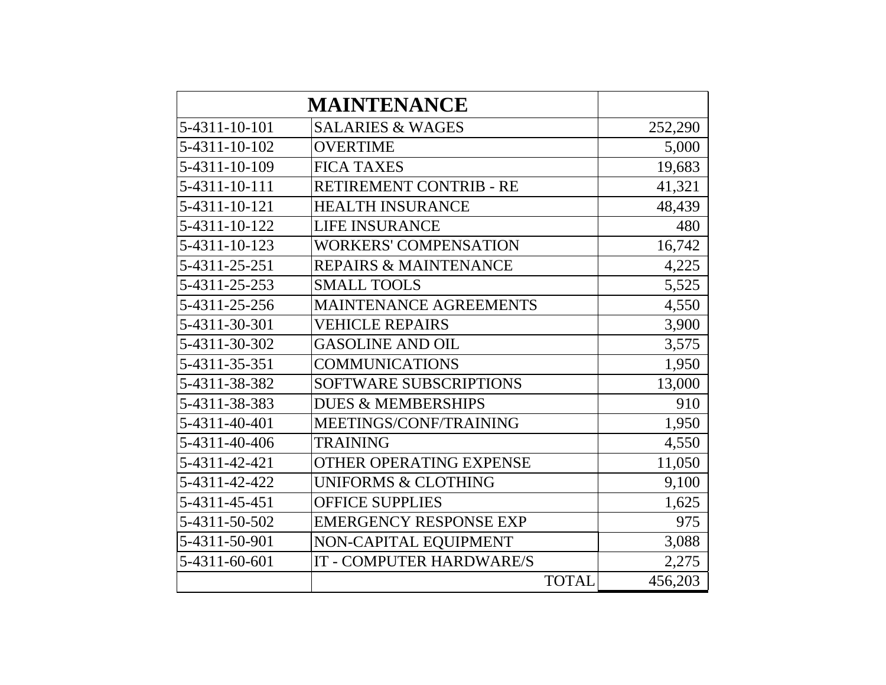| MAINTENANCE | | |
|---|---|---|
| 5-4311-10-101 | SALARIES & WAGES | 252,290 |
| 5-4311-10-102 | OVERTIME | 5,000 |
| 5-4311-10-109 | FICA TAXES | 19,683 |
| 5-4311-10-111 | RETIREMENT CONTRIB - RE | 41,321 |
| 5-4311-10-121 | HEALTH INSURANCE | 48,439 |
| 5-4311-10-122 | LIFE INSURANCE | 480 |
| 5-4311-10-123 | WORKERS' COMPENSATION | 16,742 |
| 5-4311-25-251 | REPAIRS & MAINTENANCE | 4,225 |
| 5-4311-25-253 | SMALL TOOLS | 5,525 |
| 5-4311-25-256 | MAINTENANCE AGREEMENTS | 4,550 |
| 5-4311-30-301 | VEHICLE REPAIRS | 3,900 |
| 5-4311-30-302 | GASOLINE AND OIL | 3,575 |
| 5-4311-35-351 | COMMUNICATIONS | 1,950 |
| 5-4311-38-382 | SOFTWARE SUBSCRIPTIONS | 13,000 |
| 5-4311-38-383 | DUES & MEMBERSHIPS | 910 |
| 5-4311-40-401 | MEETINGS/CONF/TRAINING | 1,950 |
| 5-4311-40-406 | TRAINING | 4,550 |
| 5-4311-42-421 | OTHER OPERATING EXPENSE | 11,050 |
| 5-4311-42-422 | UNIFORMS & CLOTHING | 9,100 |
| 5-4311-45-451 | OFFICE SUPPLIES | 1,625 |
| 5-4311-50-502 | EMERGENCY RESPONSE EXP | 975 |
| 5-4311-50-901 | NON-CAPITAL EQUIPMENT | 3,088 |
| 5-4311-60-601 | IT - COMPUTER HARDWARE/S | 2,275 |
| | TOTAL | 456,203 |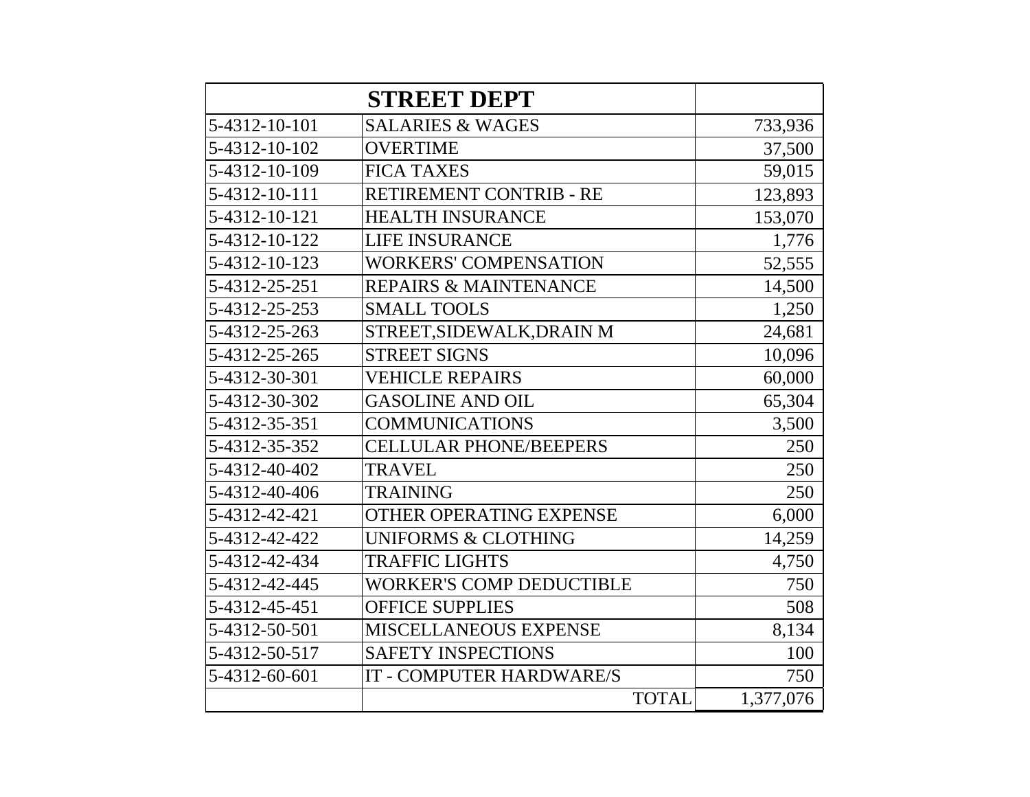| STREET DEPT | | |
|---|---|---|
| 5-4312-10-101 | SALARIES & WAGES | 733,936 |
| 5-4312-10-102 | OVERTIME | 37,500 |
| 5-4312-10-109 | FICA TAXES | 59,015 |
| 5-4312-10-111 | RETIREMENT CONTRIB - RE | 123,893 |
| 5-4312-10-121 | HEALTH INSURANCE | 153,070 |
| 5-4312-10-122 | LIFE INSURANCE | 1,776 |
| 5-4312-10-123 | WORKERS' COMPENSATION | 52,555 |
| 5-4312-25-251 | REPAIRS & MAINTENANCE | 14,500 |
| 5-4312-25-253 | SMALL TOOLS | 1,250 |
| 5-4312-25-263 | STREET,SIDEWALK,DRAIN M | 24,681 |
| 5-4312-25-265 | STREET SIGNS | 10,096 |
| 5-4312-30-301 | VEHICLE REPAIRS | 60,000 |
| 5-4312-30-302 | GASOLINE AND OIL | 65,304 |
| 5-4312-35-351 | COMMUNICATIONS | 3,500 |
| 5-4312-35-352 | CELLULAR PHONE/BEEPERS | 250 |
| 5-4312-40-402 | TRAVEL | 250 |
| 5-4312-40-406 | TRAINING | 250 |
| 5-4312-42-421 | OTHER OPERATING EXPENSE | 6,000 |
| 5-4312-42-422 | UNIFORMS & CLOTHING | 14,259 |
| 5-4312-42-434 | TRAFFIC LIGHTS | 4,750 |
| 5-4312-42-445 | WORKER'S COMP DEDUCTIBLE | 750 |
| 5-4312-45-451 | OFFICE SUPPLIES | 508 |
| 5-4312-50-501 | MISCELLANEOUS EXPENSE | 8,134 |
| 5-4312-50-517 | SAFETY INSPECTIONS | 100 |
| 5-4312-60-601 | IT - COMPUTER HARDWARE/S | 750 |
| | TOTAL | 1,377,076 |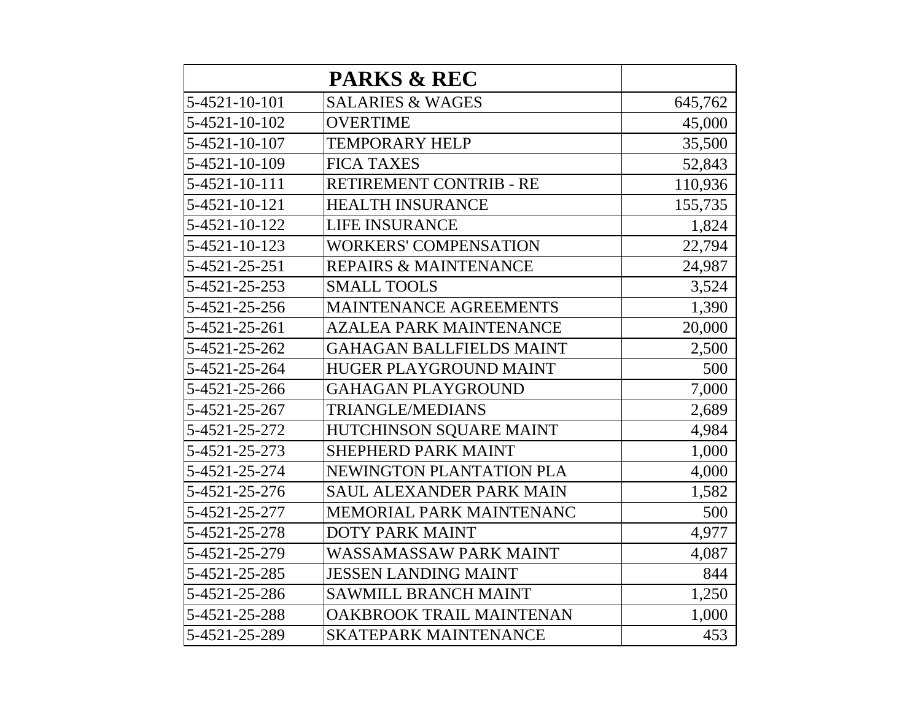| | PARKS & REC | |
|---|---|---|
| 5-4521-10-101 | SALARIES & WAGES | 645,762 |
| 5-4521-10-102 | OVERTIME | 45,000 |
| 5-4521-10-107 | TEMPORARY HELP | 35,500 |
| 5-4521-10-109 | FICA TAXES | 52,843 |
| 5-4521-10-111 | RETIREMENT CONTRIB - RE | 110,936 |
| 5-4521-10-121 | HEALTH INSURANCE | 155,735 |
| 5-4521-10-122 | LIFE INSURANCE | 1,824 |
| 5-4521-10-123 | WORKERS' COMPENSATION | 22,794 |
| 5-4521-25-251 | REPAIRS & MAINTENANCE | 24,987 |
| 5-4521-25-253 | SMALL TOOLS | 3,524 |
| 5-4521-25-256 | MAINTENANCE AGREEMENTS | 1,390 |
| 5-4521-25-261 | AZALEA PARK MAINTENANCE | 20,000 |
| 5-4521-25-262 | GAHAGAN BALLFIELDS MAINT | 2,500 |
| 5-4521-25-264 | HUGER PLAYGROUND MAINT | 500 |
| 5-4521-25-266 | GAHAGAN PLAYGROUND | 7,000 |
| 5-4521-25-267 | TRIANGLE/MEDIANS | 2,689 |
| 5-4521-25-272 | HUTCHINSON SQUARE MAINT | 4,984 |
| 5-4521-25-273 | SHEPHERD PARK MAINT | 1,000 |
| 5-4521-25-274 | NEWINGTON PLANTATION PLA | 4,000 |
| 5-4521-25-276 | SAUL ALEXANDER PARK MAIN | 1,582 |
| 5-4521-25-277 | MEMORIAL PARK MAINTENANC | 500 |
| 5-4521-25-278 | DOTY PARK MAINT | 4,977 |
| 5-4521-25-279 | WASSAMASSAW PARK MAINT | 4,087 |
| 5-4521-25-285 | JESSEN LANDING MAINT | 844 |
| 5-4521-25-286 | SAWMILL BRANCH MAINT | 1,250 |
| 5-4521-25-288 | OAKBROOK TRAIL MAINTENAN | 1,000 |
| 5-4521-25-289 | SKATEPARK MAINTENANCE | 453 |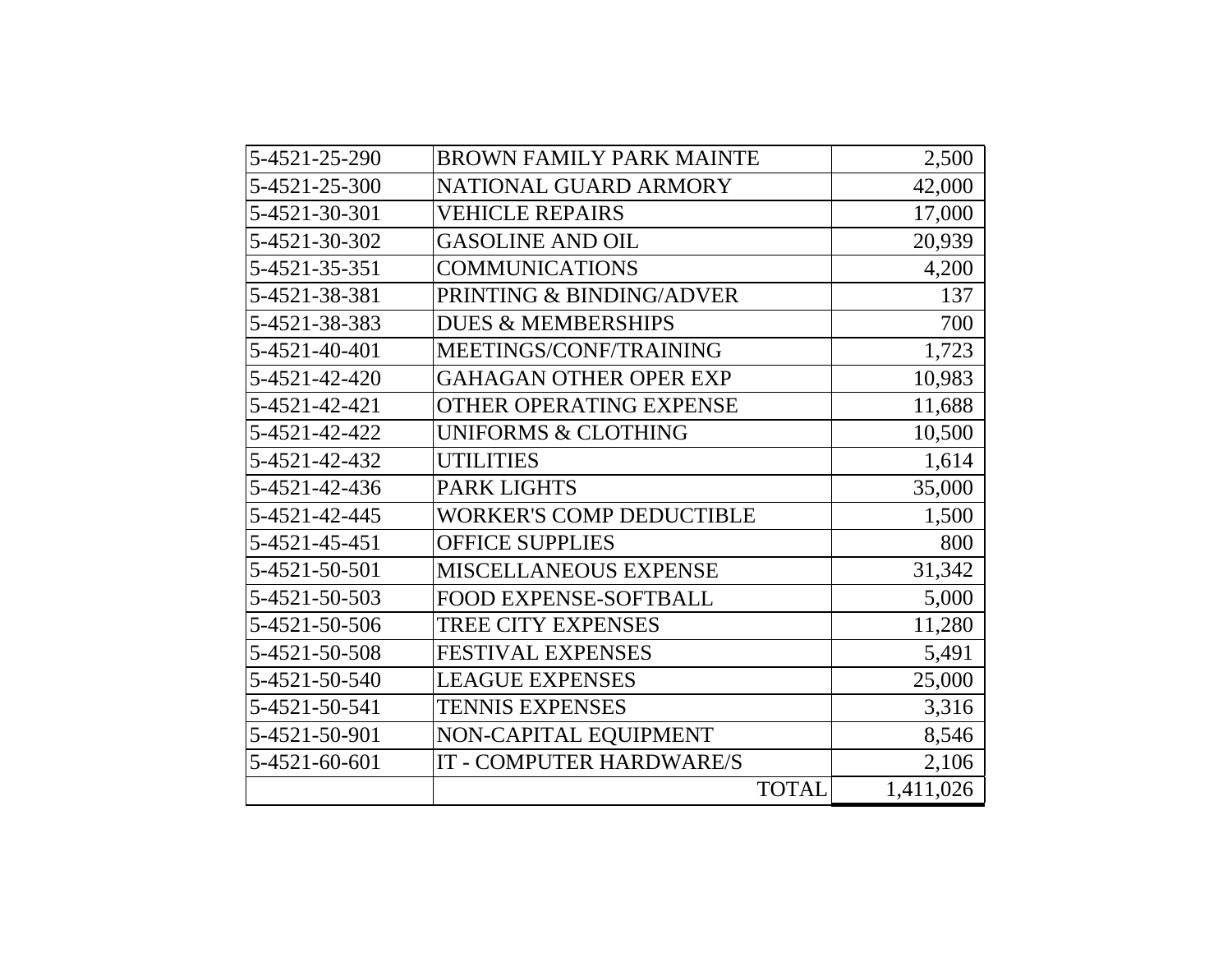| | | |
|---|---|---|
| 5-4521-25-290 | BROWN FAMILY PARK MAINTE | 2,500 |
| 5-4521-25-300 | NATIONAL GUARD ARMORY | 42,000 |
| 5-4521-30-301 | VEHICLE REPAIRS | 17,000 |
| 5-4521-30-302 | GASOLINE AND OIL | 20,939 |
| 5-4521-35-351 | COMMUNICATIONS | 4,200 |
| 5-4521-38-381 | PRINTING & BINDING/ADVER | 137 |
| 5-4521-38-383 | DUES & MEMBERSHIPS | 700 |
| 5-4521-40-401 | MEETINGS/CONF/TRAINING | 1,723 |
| 5-4521-42-420 | GAHAGAN OTHER OPER EXP | 10,983 |
| 5-4521-42-421 | OTHER OPERATING EXPENSE | 11,688 |
| 5-4521-42-422 | UNIFORMS & CLOTHING | 10,500 |
| 5-4521-42-432 | UTILITIES | 1,614 |
| 5-4521-42-436 | PARK LIGHTS | 35,000 |
| 5-4521-42-445 | WORKER'S COMP DEDUCTIBLE | 1,500 |
| 5-4521-45-451 | OFFICE SUPPLIES | 800 |
| 5-4521-50-501 | MISCELLANEOUS EXPENSE | 31,342 |
| 5-4521-50-503 | FOOD EXPENSE-SOFTBALL | 5,000 |
| 5-4521-50-506 | TREE CITY EXPENSES | 11,280 |
| 5-4521-50-508 | FESTIVAL EXPENSES | 5,491 |
| 5-4521-50-540 | LEAGUE EXPENSES | 25,000 |
| 5-4521-50-541 | TENNIS EXPENSES | 3,316 |
| 5-4521-50-901 | NON-CAPITAL EQUIPMENT | 8,546 |
| 5-4521-60-601 | IT - COMPUTER HARDWARE/S | 2,106 |
| | TOTAL | 1,411,026 |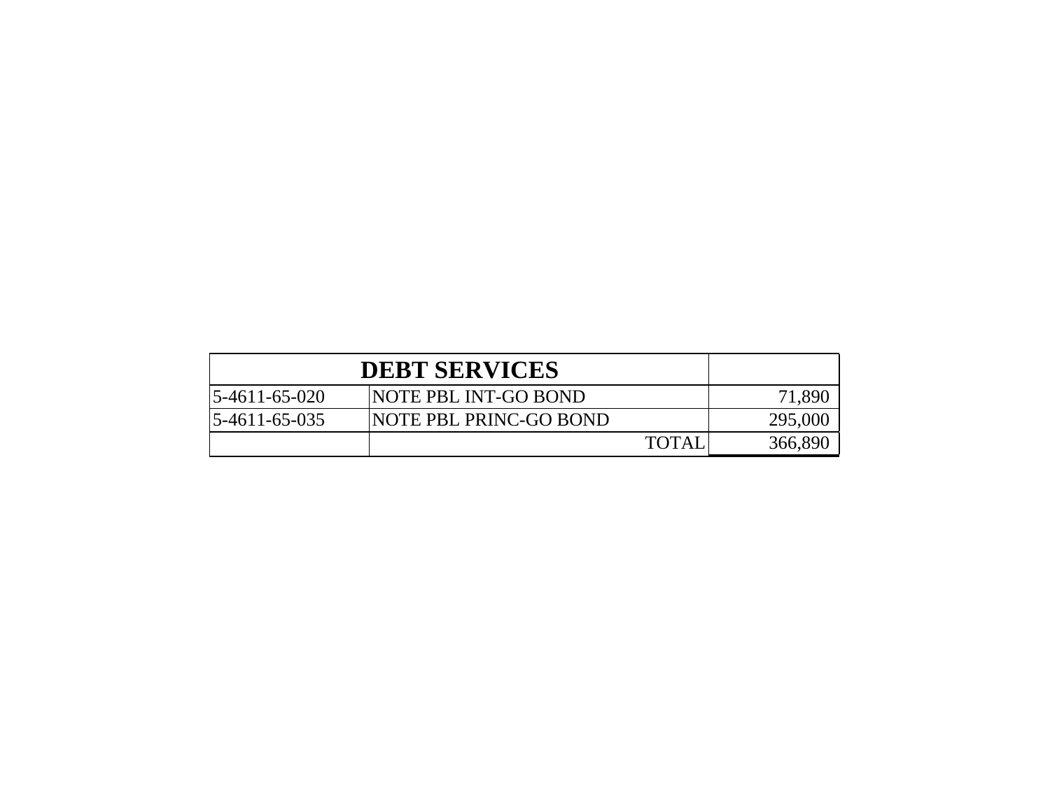| DEBT SERVICES | | |
|---|---|---|
| 5-4611-65-020 | NOTE PBL INT-GO BOND | 71,890 |
| 5-4611-65-035 | NOTE PBL PRINC-GO BOND | 295,000 |
| | TOTAL | 366,890 |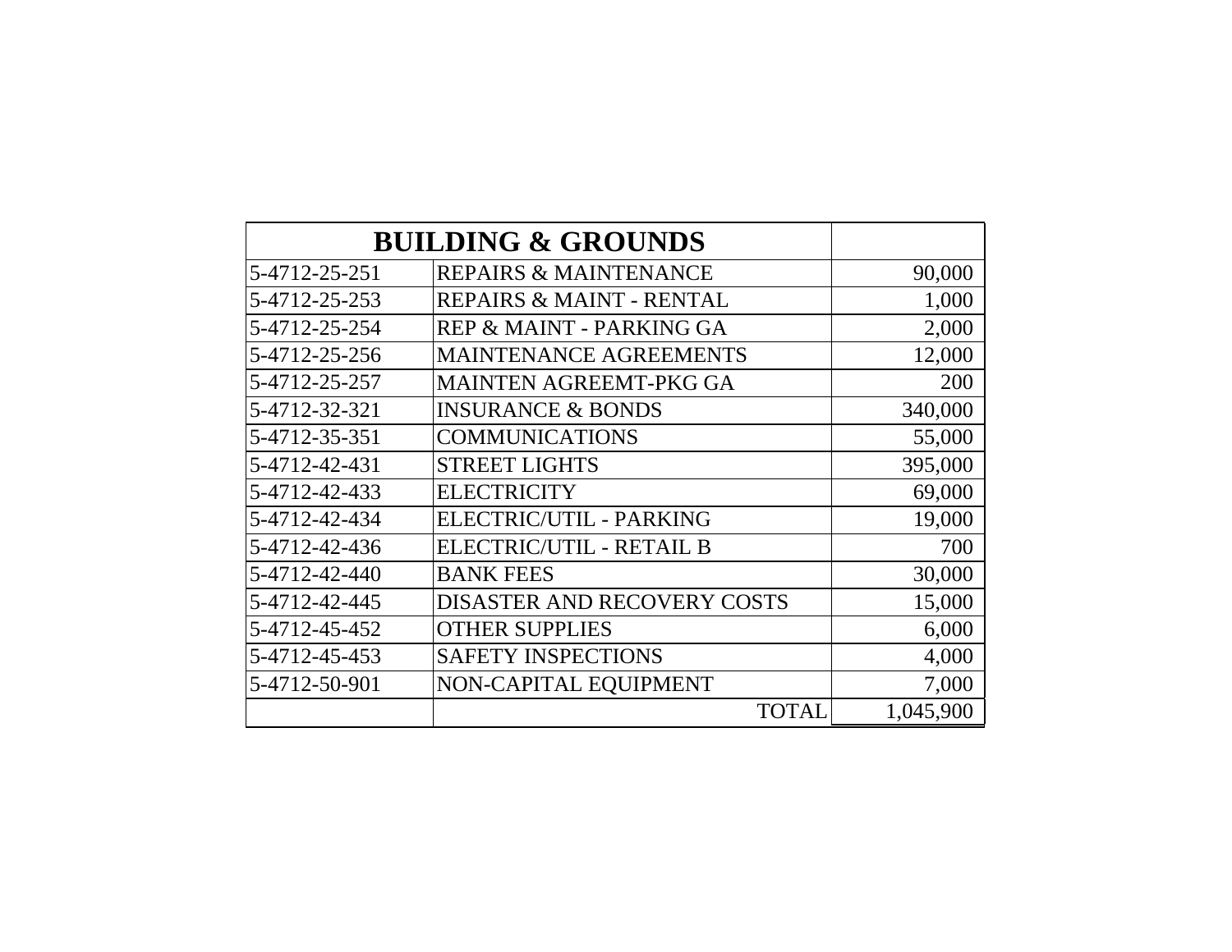| BUILDING & GROUNDS | | |
|---|---|---|
| 5-4712-25-251 | REPAIRS & MAINTENANCE | 90,000 |
| 5-4712-25-253 | REPAIRS & MAINT - RENTAL | 1,000 |
| 5-4712-25-254 | REP & MAINT - PARKING GA | 2,000 |
| 5-4712-25-256 | MAINTENANCE AGREEMENTS | 12,000 |
| 5-4712-25-257 | MAINTEN AGREEMT-PKG GA | 200 |
| 5-4712-32-321 | INSURANCE & BONDS | 340,000 |
| 5-4712-35-351 | COMMUNICATIONS | 55,000 |
| 5-4712-42-431 | STREET LIGHTS | 395,000 |
| 5-4712-42-433 | ELECTRICITY | 69,000 |
| 5-4712-42-434 | ELECTRIC/UTIL - PARKING | 19,000 |
| 5-4712-42-436 | ELECTRIC/UTIL - RETAIL B | 700 |
| 5-4712-42-440 | BANK FEES | 30,000 |
| 5-4712-42-445 | DISASTER AND RECOVERY COSTS | 15,000 |
| 5-4712-45-452 | OTHER SUPPLIES | 6,000 |
| 5-4712-45-453 | SAFETY INSPECTIONS | 4,000 |
| 5-4712-50-901 | NON-CAPITAL EQUIPMENT | 7,000 |
| | TOTAL | 1,045,900 |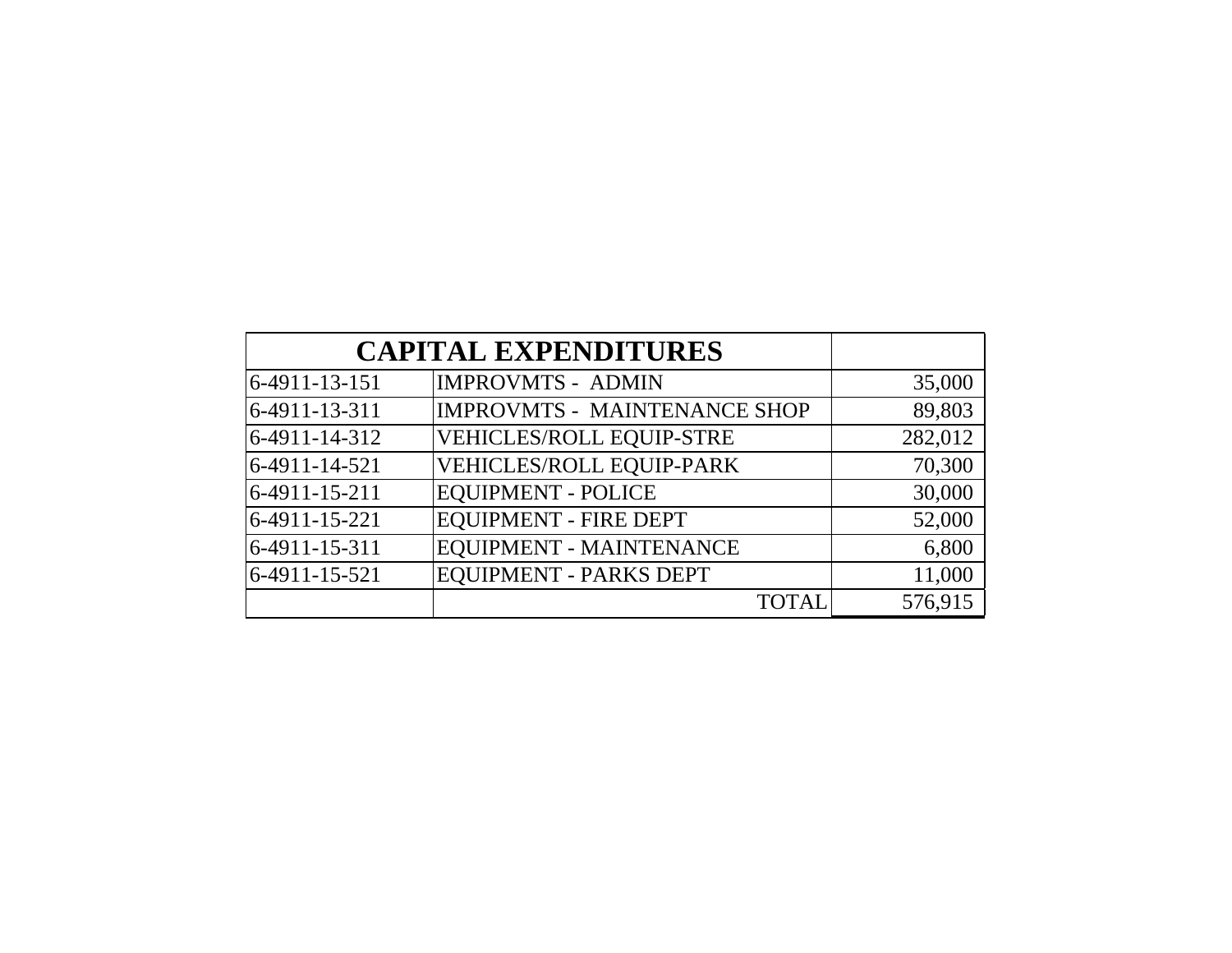| CAPITAL EXPENDITURES | | |
|---|---|---|
| 6-4911-13-151 | IMPROVMTS - ADMIN | 35,000 |
| 6-4911-13-311 | IMPROVMTS - MAINTENANCE SHOP | 89,803 |
| 6-4911-14-312 | VEHICLES/ROLL EQUIP-STRE | 282,012 |
| 6-4911-14-521 | VEHICLES/ROLL EQUIP-PARK | 70,300 |
| 6-4911-15-211 | EQUIPMENT - POLICE | 30,000 |
| 6-4911-15-221 | EQUIPMENT - FIRE DEPT | 52,000 |
| 6-4911-15-311 | EQUIPMENT - MAINTENANCE | 6,800 |
| 6-4911-15-521 | EQUIPMENT - PARKS DEPT | 11,000 |
| | TOTAL | 576,915 |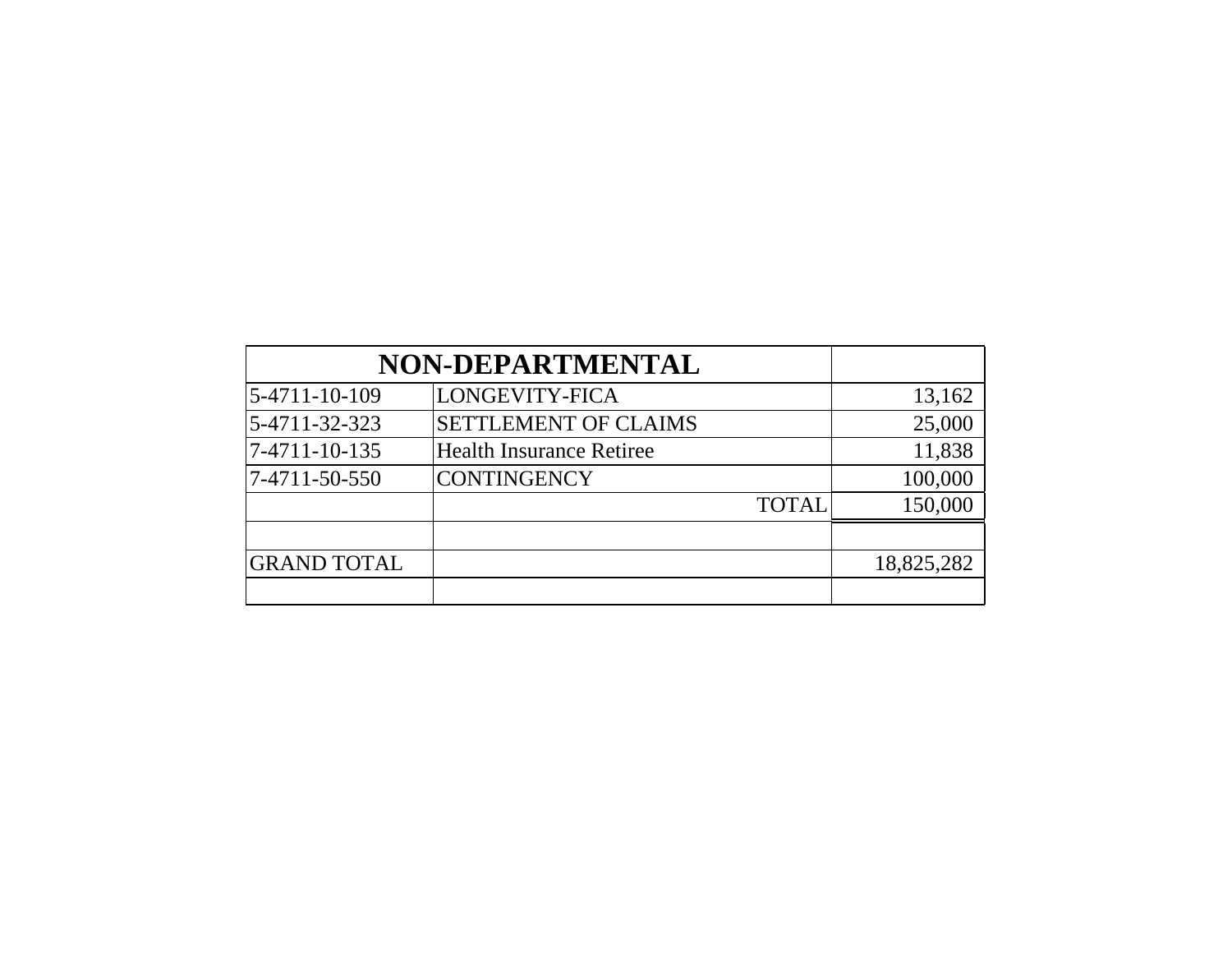| NON-DEPARTMENTAL | | |
|---|---|---|
| 5-4711-10-109 | LONGEVITY-FICA | 13,162 |
| 5-4711-32-323 | SETTLEMENT OF CLAIMS | 25,000 |
| 7-4711-10-135 | Health Insurance Retiree | 11,838 |
| 7-4711-50-550 | CONTINGENCY | 100,000 |
| | TOTAL | 150,000 |
| | | |
| GRAND TOTAL | | 18,825,282 |
| | | |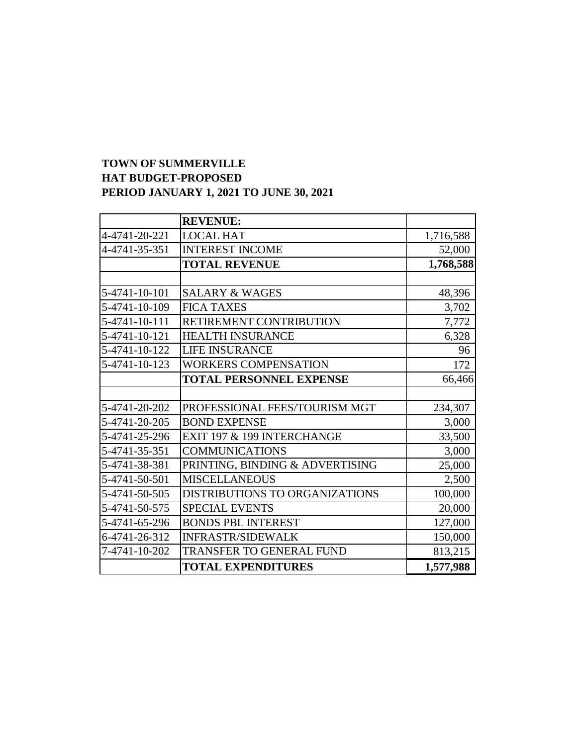**TOWN OF SUMMERVILLE**
**HAT BUDGET-PROPOSED**
**PERIOD JANUARY 1, 2021 TO JUNE 30, 2021**

| | **REVENUE:** | |
|---|---|---|
| 4-4741-20-221 | LOCAL HAT | 1,716,588 |
| 4-4741-35-351 | INTEREST INCOME | 52,000 |
| | **TOTAL REVENUE** | **1,768,588** |
| | | |
| 5-4741-10-101 | SALARY & WAGES | 48,396 |
| 5-4741-10-109 | FICA TAXES | 3,702 |
| 5-4741-10-111 | RETIREMENT CONTRIBUTION | 7,772 |
| 5-4741-10-121 | HEALTH INSURANCE | 6,328 |
| 5-4741-10-122 | LIFE INSURANCE | 96 |
| 5-4741-10-123 | WORKERS COMPENSATION | 172 |
| | **TOTAL PERSONNEL EXPENSE** | 66,466 |
| | | |
| 5-4741-20-202 | PROFESSIONAL FEES/TOURISM MGT | 234,307 |
| 5-4741-20-205 | BOND EXPENSE | 3,000 |
| 5-4741-25-296 | EXIT 197 & 199 INTERCHANGE | 33,500 |
| 5-4741-35-351 | COMMUNICATIONS | 3,000 |
| 5-4741-38-381 | PRINTING, BINDING & ADVERTISING | 25,000 |
| 5-4741-50-501 | MISCELLANEOUS | 2,500 |
| 5-4741-50-505 | DISTRIBUTIONS TO ORGANIZATIONS | 100,000 |
| 5-4741-50-575 | SPECIAL EVENTS | 20,000 |
| 5-4741-65-296 | BONDS PBL INTEREST | 127,000 |
| 6-4741-26-312 | INFRASTR/SIDEWALK | 150,000 |
| 7-4741-10-202 | TRANSFER TO GENERAL FUND | 813,215 |
| | **TOTAL EXPENDITURES** | **1,577,988** |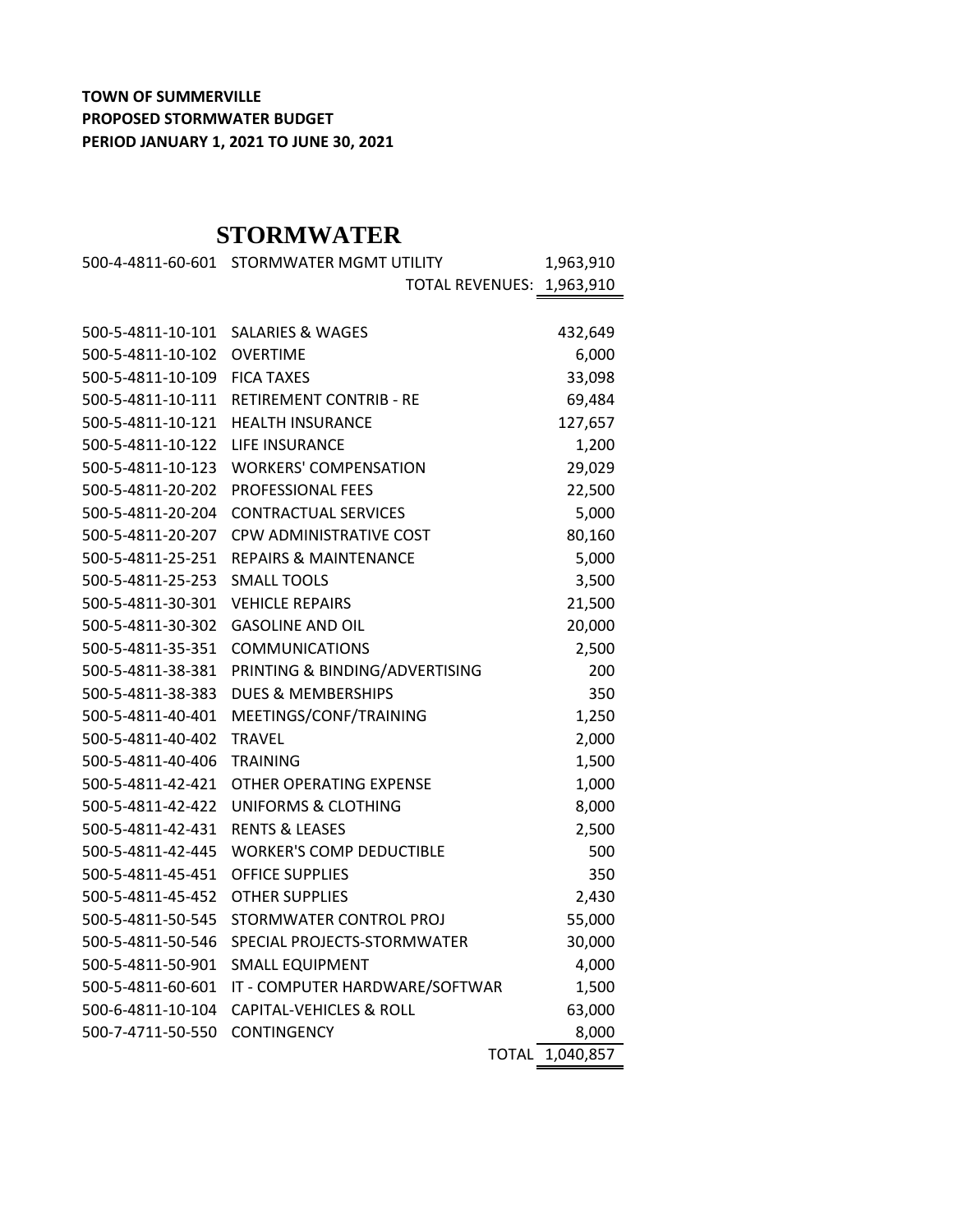**TOWN OF SUMMERVILLE**
**PROPOSED STORMWATER BUDGET**
**PERIOD JANUARY 1, 2021 TO JUNE 30, 2021**

## STORMWATER

| | | |
|---|---|---|
| 500-4-4811-60-601 | STORMWATER MGMT UTILITY | 1,963,910 |
| | TOTAL REVENUES: | 1,963,910 |
| | | |
| 500-5-4811-10-101 | SALARIES & WAGES | 432,649 |
| 500-5-4811-10-102 | OVERTIME | 6,000 |
| 500-5-4811-10-109 | FICA TAXES | 33,098 |
| 500-5-4811-10-111 | RETIREMENT CONTRIB - RE | 69,484 |
| 500-5-4811-10-121 | HEALTH INSURANCE | 127,657 |
| 500-5-4811-10-122 | LIFE INSURANCE | 1,200 |
| 500-5-4811-10-123 | WORKERS' COMPENSATION | 29,029 |
| 500-5-4811-20-202 | PROFESSIONAL FEES | 22,500 |
| 500-5-4811-20-204 | CONTRACTUAL SERVICES | 5,000 |
| 500-5-4811-20-207 | CPW ADMINISTRATIVE COST | 80,160 |
| 500-5-4811-25-251 | REPAIRS & MAINTENANCE | 5,000 |
| 500-5-4811-25-253 | SMALL TOOLS | 3,500 |
| 500-5-4811-30-301 | VEHICLE REPAIRS | 21,500 |
| 500-5-4811-30-302 | GASOLINE AND OIL | 20,000 |
| 500-5-4811-35-351 | COMMUNICATIONS | 2,500 |
| 500-5-4811-38-381 | PRINTING & BINDING/ADVERTISING | 200 |
| 500-5-4811-38-383 | DUES & MEMBERSHIPS | 350 |
| 500-5-4811-40-401 | MEETINGS/CONF/TRAINING | 1,250 |
| 500-5-4811-40-402 | TRAVEL | 2,000 |
| 500-5-4811-40-406 | TRAINING | 1,500 |
| 500-5-4811-42-421 | OTHER OPERATING EXPENSE | 1,000 |
| 500-5-4811-42-422 | UNIFORMS & CLOTHING | 8,000 |
| 500-5-4811-42-431 | RENTS & LEASES | 2,500 |
| 500-5-4811-42-445 | WORKER'S COMP DEDUCTIBLE | 500 |
| 500-5-4811-45-451 | OFFICE SUPPLIES | 350 |
| 500-5-4811-45-452 | OTHER SUPPLIES | 2,430 |
| 500-5-4811-50-545 | STORMWATER CONTROL PROJ | 55,000 |
| 500-5-4811-50-546 | SPECIAL PROJECTS-STORMWATER | 30,000 |
| 500-5-4811-50-901 | SMALL EQUIPMENT | 4,000 |
| 500-5-4811-60-601 | IT - COMPUTER HARDWARE/SOFTWAR | 1,500 |
| 500-6-4811-10-104 | CAPITAL-VEHICLES & ROLL | 63,000 |
| 500-7-4711-50-550 | CONTINGENCY | 8,000 |
| | TOTAL | 1,040,857 |